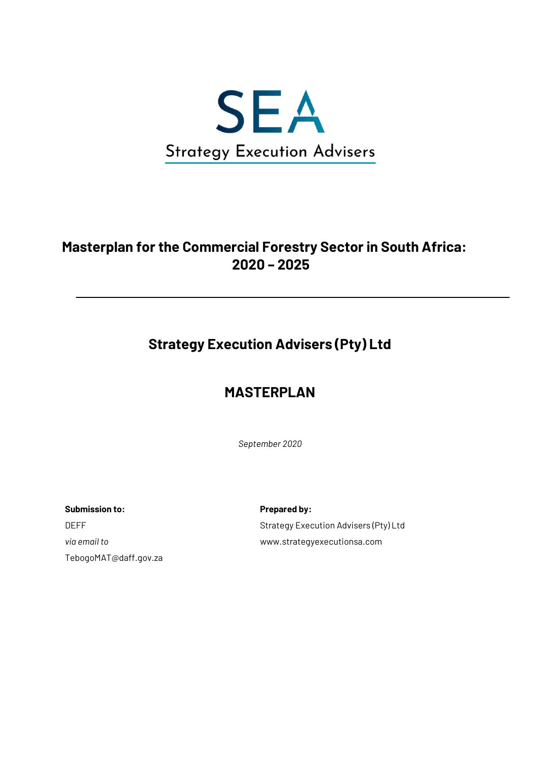SEA

Strategy Execution Advisers

# Masterplan for the Commercial Forestry Sector in South Africa: 2020 – 2025

---

## Strategy Execution Advisers (Pty) Ltd

## MASTERPLAN

*September 2020*

**Submission to:**

DEFF

*via email to*

TebogoMAT@daff.gov.za

**Prepared by:**

Strategy Execution Advisers (Pty) Ltd

www.strategyexecutionsa.com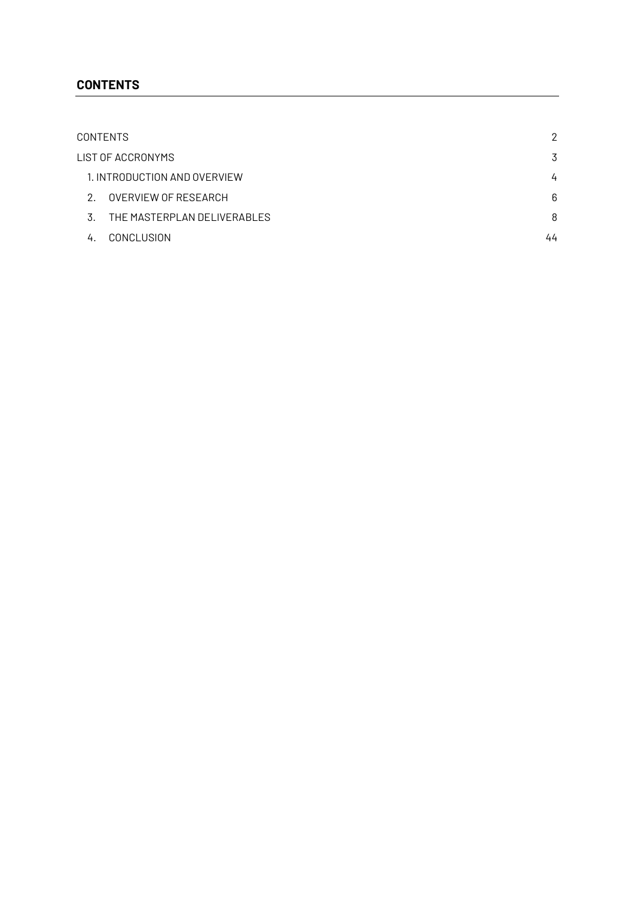## CONTENTS

| | |
|---|---|
| CONTENTS | 2 |
| LIST OF ACCRONYMS | 3 |
| 1. INTRODUCTION AND OVERVIEW | 4 |
| 2. OVERVIEW OF RESEARCH | 6 |
| 3. THE MASTERPLAN DELIVERABLES | 8 |
| 4. CONCLUSION | 44 |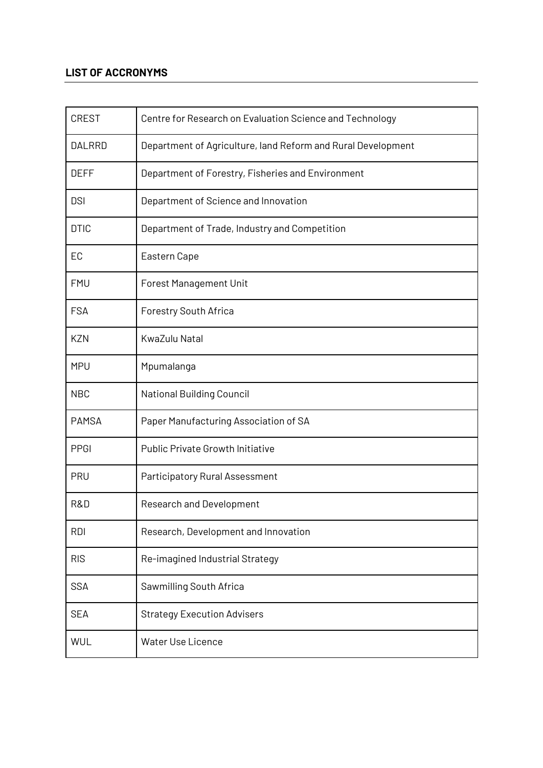## LIST OF ACCRONYMS

| | |
|---|---|
| CREST | Centre for Research on Evaluation Science and Technology |
| DALRRD | Department of Agriculture, land Reform and Rural Development |
| DEFF | Department of Forestry, Fisheries and Environment |
| DSI | Department of Science and Innovation |
| DTIC | Department of Trade, Industry and Competition |
| EC | Eastern Cape |
| FMU | Forest Management Unit |
| FSA | Forestry South Africa |
| KZN | KwaZulu Natal |
| MPU | Mpumalanga |
| NBC | National Building Council |
| PAMSA | Paper Manufacturing Association of SA |
| PPGI | Public Private Growth Initiative |
| PRU | Participatory Rural Assessment |
| R&D | Research and Development |
| RDI | Research, Development and Innovation |
| RIS | Re-imagined Industrial Strategy |
| SSA | Sawmilling South Africa |
| SEA | Strategy Execution Advisers |
| WUL | Water Use Licence |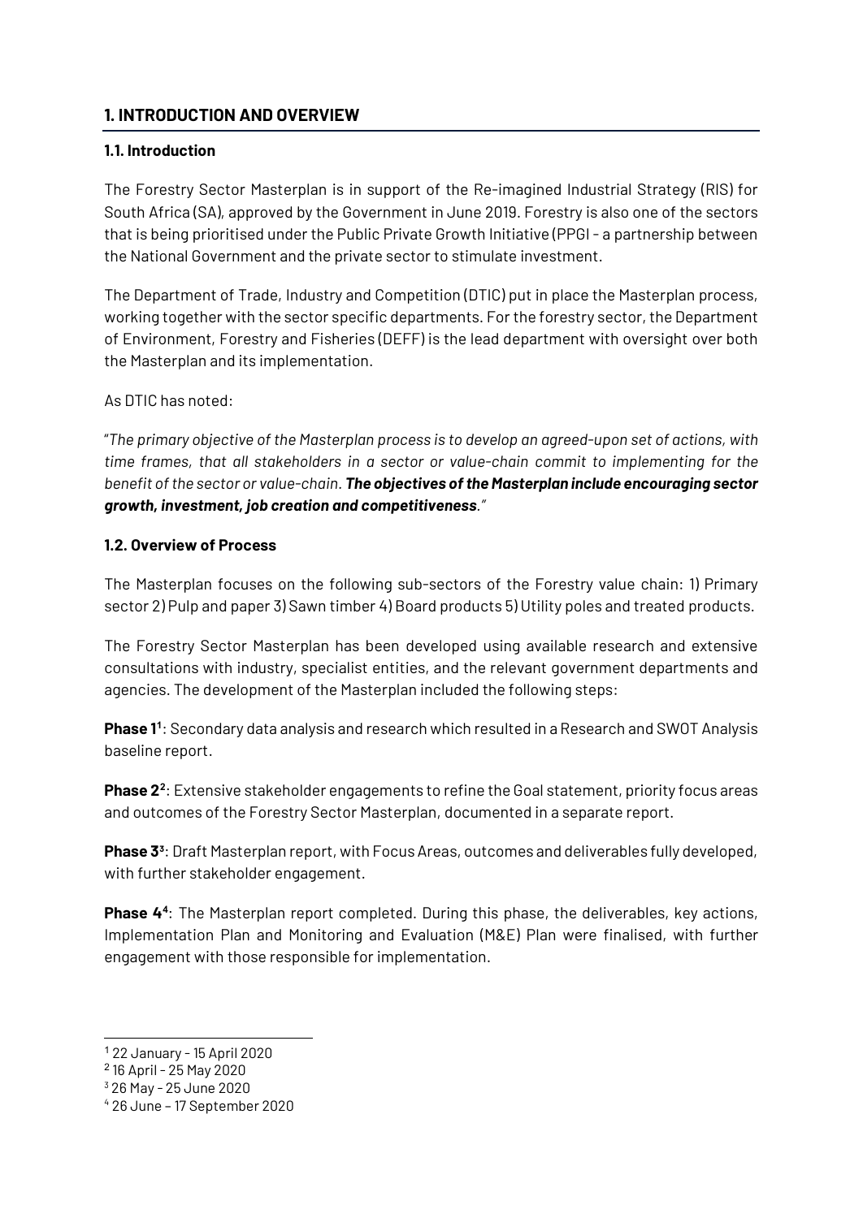## 1. INTRODUCTION AND OVERVIEW

### 1.1. Introduction

The Forestry Sector Masterplan is in support of the Re-imagined Industrial Strategy (RIS) for South Africa (SA), approved by the Government in June 2019. Forestry is also one of the sectors that is being prioritised under the Public Private Growth Initiative (PPGI - a partnership between the National Government and the private sector to stimulate investment.

The Department of Trade, Industry and Competition (DTIC) put in place the Masterplan process, working together with the sector specific departments. For the forestry sector, the Department of Environment, Forestry and Fisheries (DEFF) is the lead department with oversight over both the Masterplan and its implementation.

As DTIC has noted:

"*The primary objective of the Masterplan process is to develop an agreed-upon set of actions, with time frames, that all stakeholders in a sector or value-chain commit to implementing for the benefit of the sector or value-chain. **The objectives of the Masterplan include encouraging sector growth, investment, job creation and competitiveness**.*"

### 1.2. Overview of Process

The Masterplan focuses on the following sub-sectors of the Forestry value chain: 1) Primary sector 2) Pulp and paper 3) Sawn timber 4) Board products 5) Utility poles and treated products.

The Forestry Sector Masterplan has been developed using available research and extensive consultations with industry, specialist entities, and the relevant government departments and agencies. The development of the Masterplan included the following steps:

**Phase 1**[1]: Secondary data analysis and research which resulted in a Research and SWOT Analysis baseline report.

**Phase 2**[2]: Extensive stakeholder engagements to refine the Goal statement, priority focus areas and outcomes of the Forestry Sector Masterplan, documented in a separate report.

**Phase 3**[3]: Draft Masterplan report, with Focus Areas, outcomes and deliverables fully developed, with further stakeholder engagement.

**Phase 4**[4]: The Masterplan report completed. During this phase, the deliverables, key actions, Implementation Plan and Monitoring and Evaluation (M&E) Plan were finalised, with further engagement with those responsible for implementation.

---

[1] 22 January - 15 April 2020

[2] 16 April - 25 May 2020

[3] 26 May - 25 June 2020

[4] 26 June – 17 September 2020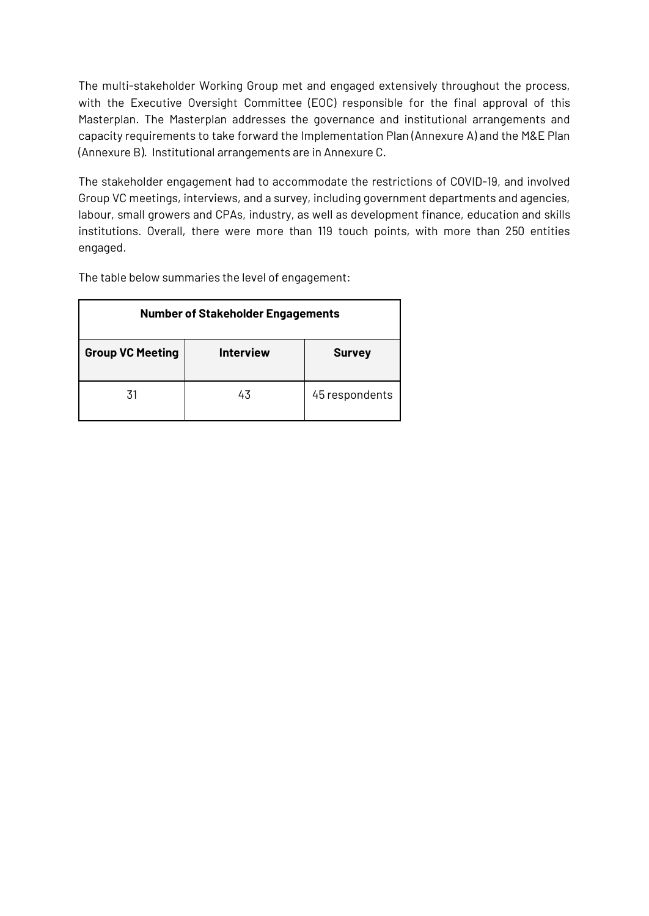The multi-stakeholder Working Group met and engaged extensively throughout the process, with the Executive Oversight Committee (EOC) responsible for the final approval of this Masterplan. The Masterplan addresses the governance and institutional arrangements and capacity requirements to take forward the Implementation Plan (Annexure A) and the M&E Plan (Annexure B). Institutional arrangements are in Annexure C.

The stakeholder engagement had to accommodate the restrictions of COVID-19, and involved Group VC meetings, interviews, and a survey, including government departments and agencies, labour, small growers and CPAs, industry, as well as development finance, education and skills institutions. Overall, there were more than 119 touch points, with more than 250 entities engaged.

The table below summaries the level of engagement:

| **Number of Stakeholder Engagements** | | |
|---|---|---|
| **Group VC Meeting** | **Interview** | **Survey** |
| 31 | 43 | 45 respondents |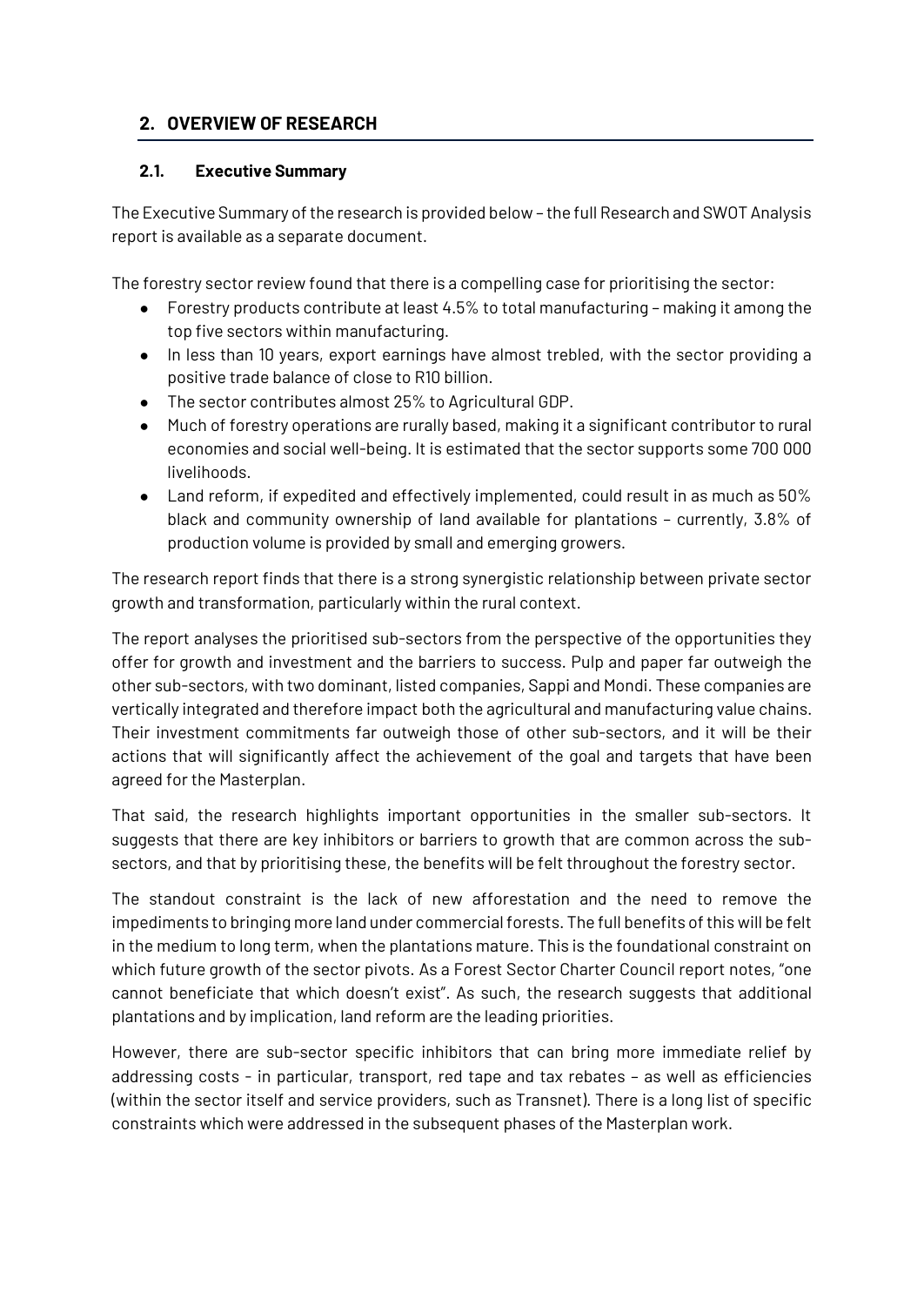## 2. OVERVIEW OF RESEARCH

### 2.1. Executive Summary

The Executive Summary of the research is provided below – the full Research and SWOT Analysis report is available as a separate document.

The forestry sector review found that there is a compelling case for prioritising the sector:

- Forestry products contribute at least 4.5% to total manufacturing – making it among the top five sectors within manufacturing.
- In less than 10 years, export earnings have almost trebled, with the sector providing a positive trade balance of close to R10 billion.
- The sector contributes almost 25% to Agricultural GDP.
- Much of forestry operations are rurally based, making it a significant contributor to rural economies and social well-being. It is estimated that the sector supports some 700 000 livelihoods.
- Land reform, if expedited and effectively implemented, could result in as much as 50% black and community ownership of land available for plantations – currently, 3.8% of production volume is provided by small and emerging growers.

The research report finds that there is a strong synergistic relationship between private sector growth and transformation, particularly within the rural context.

The report analyses the prioritised sub-sectors from the perspective of the opportunities they offer for growth and investment and the barriers to success. Pulp and paper far outweigh the other sub-sectors, with two dominant, listed companies, Sappi and Mondi. These companies are vertically integrated and therefore impact both the agricultural and manufacturing value chains. Their investment commitments far outweigh those of other sub-sectors, and it will be their actions that will significantly affect the achievement of the goal and targets that have been agreed for the Masterplan.

That said, the research highlights important opportunities in the smaller sub-sectors. It suggests that there are key inhibitors or barriers to growth that are common across the sub-sectors, and that by prioritising these, the benefits will be felt throughout the forestry sector.

The standout constraint is the lack of new afforestation and the need to remove the impediments to bringing more land under commercial forests. The full benefits of this will be felt in the medium to long term, when the plantations mature. This is the foundational constraint on which future growth of the sector pivots. As a Forest Sector Charter Council report notes, "one cannot beneficiate that which doesn't exist". As such, the research suggests that additional plantations and by implication, land reform are the leading priorities.

However, there are sub-sector specific inhibitors that can bring more immediate relief by addressing costs - in particular, transport, red tape and tax rebates – as well as efficiencies (within the sector itself and service providers, such as Transnet). There is a long list of specific constraints which were addressed in the subsequent phases of the Masterplan work.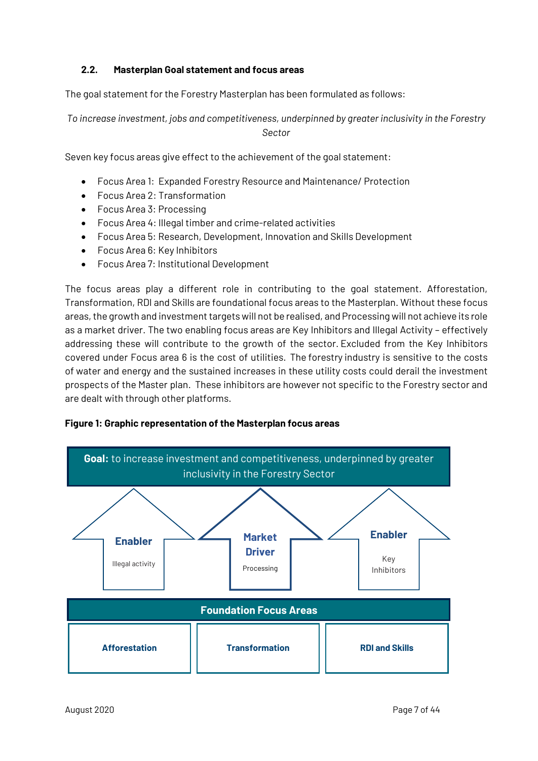### 2.2. Masterplan Goal statement and focus areas

The goal statement for the Forestry Masterplan has been formulated as follows:

*To increase investment, jobs and competitiveness, underpinned by greater inclusivity in the Forestry Sector*

Seven key focus areas give effect to the achievement of the goal statement:

- Focus Area 1: Expanded Forestry Resource and Maintenance/ Protection
- Focus Area 2: Transformation
- Focus Area 3: Processing
- Focus Area 4: Illegal timber and crime-related activities
- Focus Area 5: Research, Development, Innovation and Skills Development
- Focus Area 6: Key Inhibitors
- Focus Area 7: Institutional Development

The focus areas play a different role in contributing to the goal statement. Afforestation, Transformation, RDI and Skills are foundational focus areas to the Masterplan. Without these focus areas, the growth and investment targets will not be realised, and Processing will not achieve its role as a market driver. The two enabling focus areas are Key Inhibitors and Illegal Activity – effectively addressing these will contribute to the growth of the sector. Excluded from the Key Inhibitors covered under Focus area 6 is the cost of utilities. The forestry industry is sensitive to the costs of water and energy and the sustained increases in these utility costs could derail the investment prospects of the Master plan. These inhibitors are however not specific to the Forestry sector and are dealt with through other platforms.

**Figure 1: Graphic representation of the Masterplan focus areas**

**Goal:** to increase investment and competitiveness, underpinned by greater inclusivity in the Forestry Sector

**Enabler**
Illegal activity

**Market Driver**
Processing

**Enabler**
Key Inhibitors

**Foundation Focus Areas**

**Afforestation**

**Transformation**

**RDI and Skills**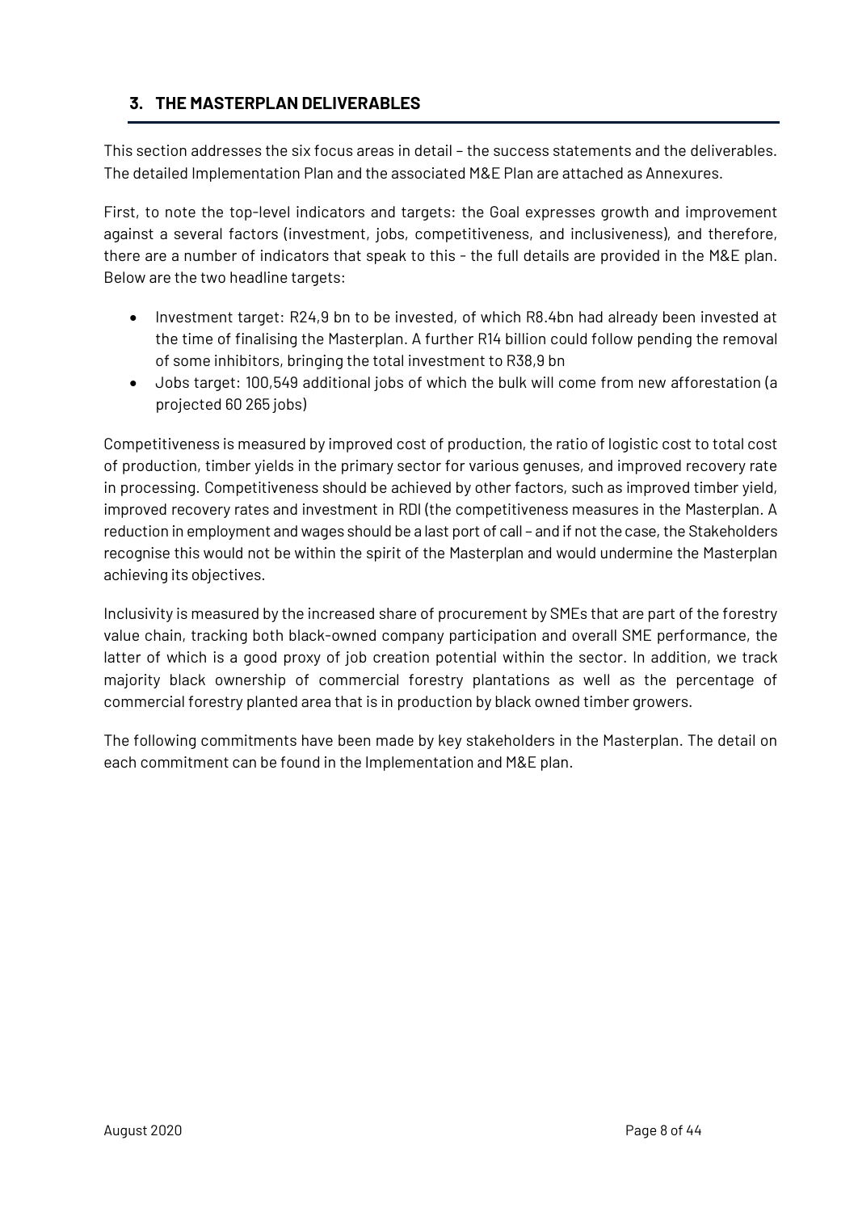## 3. THE MASTERPLAN DELIVERABLES

This section addresses the six focus areas in detail – the success statements and the deliverables. The detailed Implementation Plan and the associated M&E Plan are attached as Annexures.

First, to note the top-level indicators and targets: the Goal expresses growth and improvement against a several factors (investment, jobs, competitiveness, and inclusiveness), and therefore, there are a number of indicators that speak to this - the full details are provided in the M&E plan. Below are the two headline targets:

- Investment target: R24,9 bn to be invested, of which R8.4bn had already been invested at the time of finalising the Masterplan. A further R14 billion could follow pending the removal of some inhibitors, bringing the total investment to R38,9 bn
- Jobs target: 100,549 additional jobs of which the bulk will come from new afforestation (a projected 60 265 jobs)

Competitiveness is measured by improved cost of production, the ratio of logistic cost to total cost of production, timber yields in the primary sector for various genuses, and improved recovery rate in processing. Competitiveness should be achieved by other factors, such as improved timber yield, improved recovery rates and investment in RDI (the competitiveness measures in the Masterplan. A reduction in employment and wages should be a last port of call – and if not the case, the Stakeholders recognise this would not be within the spirit of the Masterplan and would undermine the Masterplan achieving its objectives.

Inclusivity is measured by the increased share of procurement by SMEs that are part of the forestry value chain, tracking both black-owned company participation and overall SME performance, the latter of which is a good proxy of job creation potential within the sector. In addition, we track majority black ownership of commercial forestry plantations as well as the percentage of commercial forestry planted area that is in production by black owned timber growers.

The following commitments have been made by key stakeholders in the Masterplan. The detail on each commitment can be found in the Implementation and M&E plan.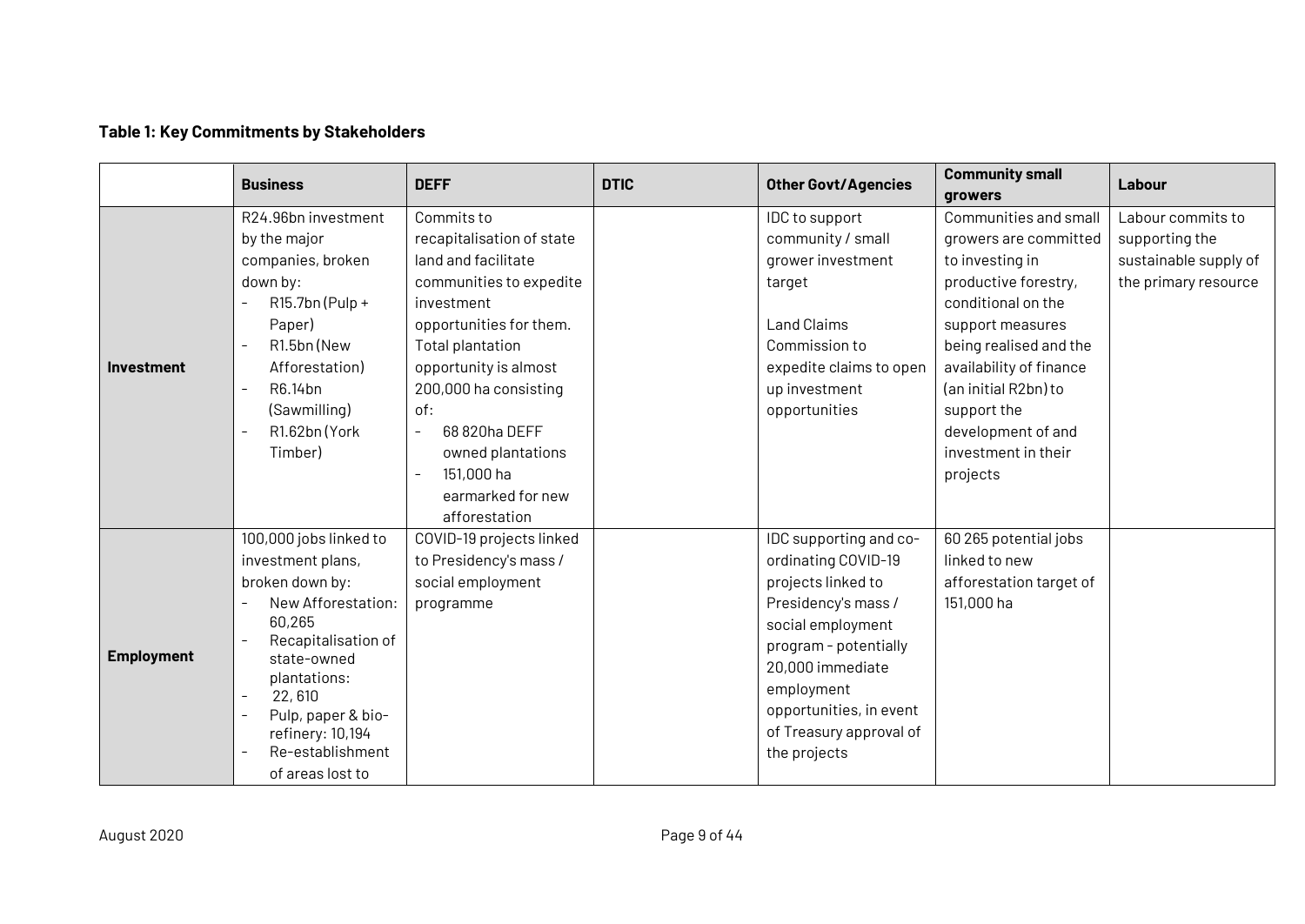**Table 1: Key Commitments by Stakeholders**

| | Business | DEFF | DTIC | Other Govt/Agencies | Community small growers | Labour |
|---|---|---|---|---|---|---|
| **Investment** | R24.96bn investment by the major companies, broken down by:<br>- R15.7bn (Pulp + Paper)<br>- R1.5bn (New Afforestation)<br>- R6.14bn (Sawmilling)<br>- R1.62bn (York Timber) | Commits to recapitalisation of state land and facilitate communities to expedite investment opportunities for them. Total plantation opportunity is almost 200,000 ha consisting of:<br>- 68 820ha DEFF owned plantations<br>- 151,000 ha earmarked for new afforestation | | IDC to support community / small grower investment target<br><br>Land Claims Commission to expedite claims to open up investment opportunities | Communities and small growers are committed to investing in productive forestry, conditional on the support measures being realised and the availability of finance (an initial R2bn) to support the development of and investment in their projects | Labour commits to supporting the sustainable supply of the primary resource |
| **Employment** | 100,000 jobs linked to investment plans, broken down by:<br>- New Afforestation: 60,265<br>- Recapitalisation of state-owned plantations:<br>- 22, 610<br>- Pulp, paper & bio-refinery: 10,194<br>- Re-establishment of areas lost to | COVID-19 projects linked to Presidency's mass / social employment programme | | IDC supporting and co-ordinating COVID-19 projects linked to Presidency's mass / social employment program - potentially 20,000 immediate employment opportunities, in event of Treasury approval of the projects | 60 265 potential jobs linked to new afforestation target of 151,000 ha | |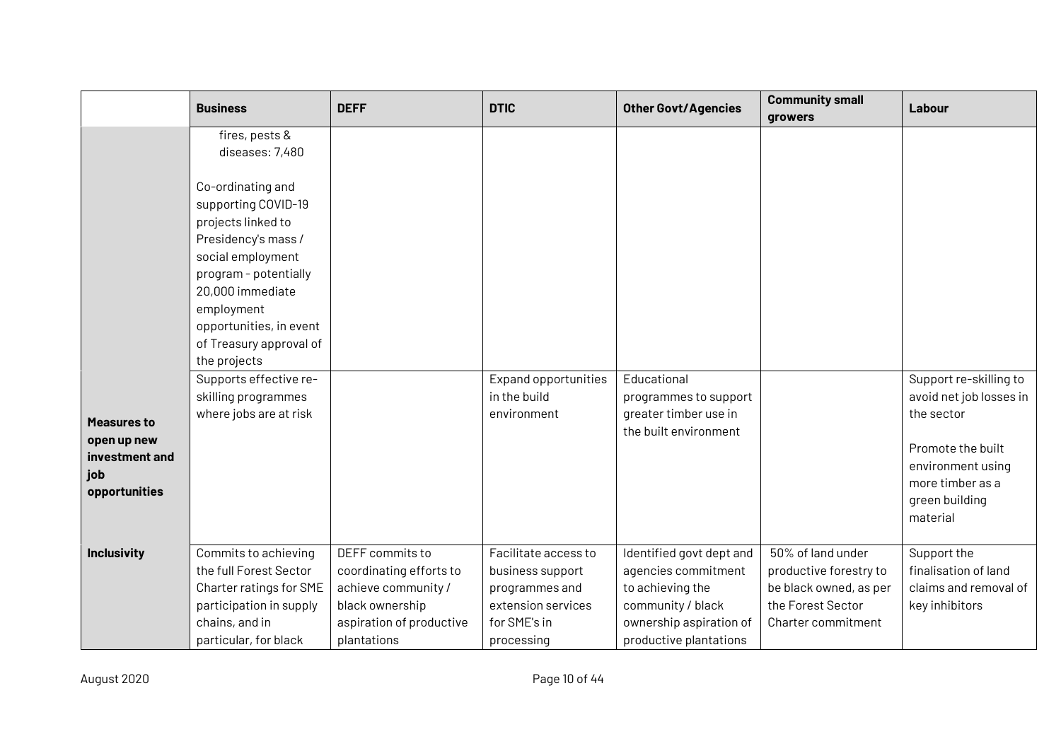| | Business | DEFF | DTIC | Other Govt/Agencies | Community small growers | Labour |
|---|---|---|---|---|---|---|
| | fires, pests & diseases: 7,480<br><br>Co-ordinating and supporting COVID-19 projects linked to Presidency's mass / social employment program - potentially 20,000 immediate employment opportunities, in event of Treasury approval of the projects | | | | | |
| **Measures to open up new investment and job opportunities** | Supports effective re-skilling programmes where jobs are at risk | | Expand opportunities in the build environment | Educational programmes to support greater timber use in the built environment | | Support re-skilling to avoid net job losses in the sector<br><br>Promote the built environment using more timber as a green building material |
| **Inclusivity** | Commits to achieving the full Forest Sector Charter ratings for SME participation in supply chains, and in particular, for black | DEFF commits to coordinating efforts to achieve community / black ownership aspiration of productive plantations | Facilitate access to business support programmes and extension services for SME's in processing | Identified govt dept and agencies commitment to achieving the community / black ownership aspiration of productive plantations | 50% of land under productive forestry to be black owned, as per the Forest Sector Charter commitment | Support the finalisation of land claims and removal of key inhibitors |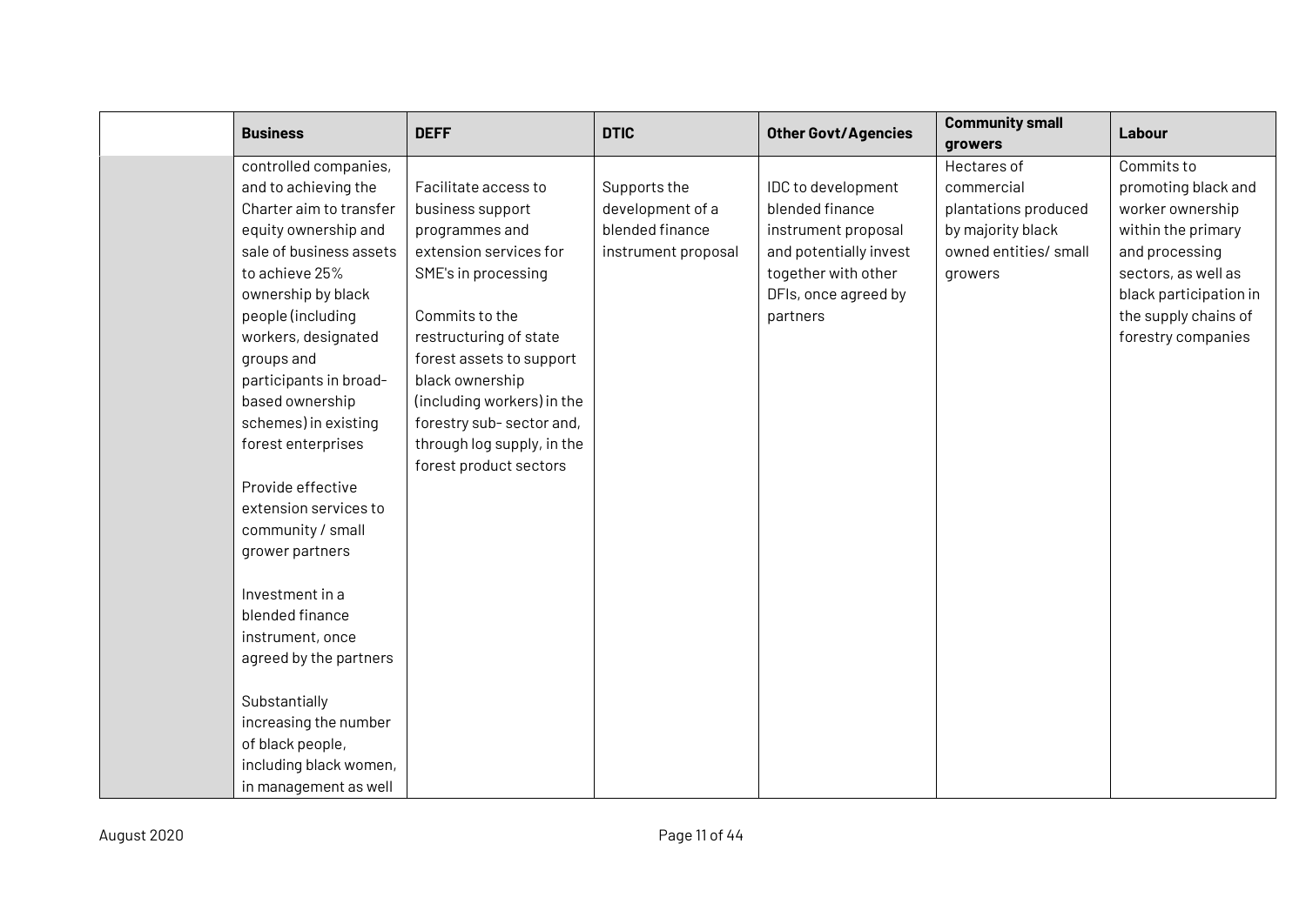| | Business | DEFF | DTIC | Other Govt/Agencies | Community small growers | Labour |
|---|---|---|---|---|---|---|
| | controlled companies, and to achieving the Charter aim to transfer equity ownership and sale of business assets to achieve 25% ownership by black people (including workers, designated groups and participants in broad-based ownership schemes) in existing forest enterprises<br><br>Provide effective extension services to community / small grower partners<br><br>Investment in a blended finance instrument, once agreed by the partners<br><br>Substantially increasing the number of black people, including black women, in management as well | Facilitate access to business support programmes and extension services for SME's in processing<br><br>Commits to the restructuring of state forest assets to support black ownership (including workers) in the forestry sub- sector and, through log supply, in the forest product sectors | Supports the development of a blended finance instrument proposal | IDC to development blended finance instrument proposal and potentially invest together with other DFIs, once agreed by partners | Hectares of commercial plantations produced by majority black owned entities/ small growers | Commits to promoting black and worker ownership within the primary and processing sectors, as well as black participation in the supply chains of forestry companies |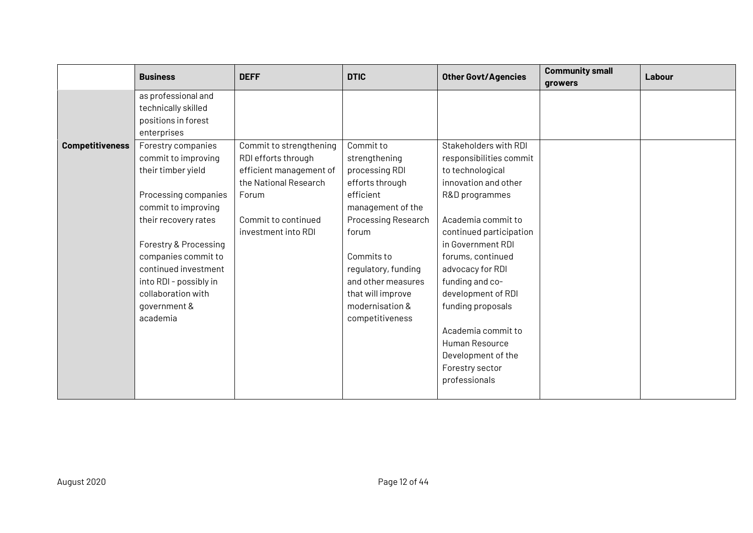| | Business | DEFF | DTIC | Other Govt/Agencies | Community small growers | Labour |
|---|---|---|---|---|---|---|
| | as professional and technically skilled positions in forest enterprises | | | | | |
| **Competitiveness** | Forestry companies commit to improving their timber yield<br><br>Processing companies commit to improving their recovery rates<br><br>Forestry & Processing companies commit to continued investment into RDI - possibly in collaboration with government & academia | Commit to strengthening RDI efforts through efficient management of the National Research Forum<br><br>Commit to continued investment into RDI | Commit to strengthening processing RDI efforts through efficient management of the Processing Research forum<br><br>Commits to regulatory, funding and other measures that will improve modernisation & competitiveness | Stakeholders with RDI responsibilities commit to technological innovation and other R&D programmes<br><br>Academia commit to continued participation in Government RDI forums, continued advocacy for RDI funding and co-development of RDI funding proposals<br><br>Academia commit to Human Resource Development of the Forestry sector professionals | | |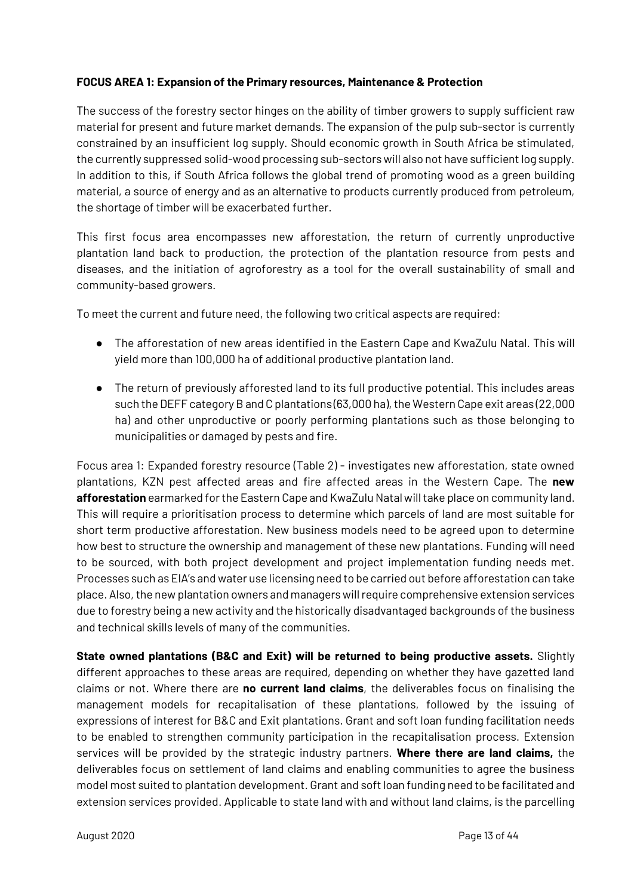**FOCUS AREA 1: Expansion of the Primary resources, Maintenance & Protection**

The success of the forestry sector hinges on the ability of timber growers to supply sufficient raw material for present and future market demands. The expansion of the pulp sub-sector is currently constrained by an insufficient log supply. Should economic growth in South Africa be stimulated, the currently suppressed solid-wood processing sub-sectors will also not have sufficient log supply. In addition to this, if South Africa follows the global trend of promoting wood as a green building material, a source of energy and as an alternative to products currently produced from petroleum, the shortage of timber will be exacerbated further.

This first focus area encompasses new afforestation, the return of currently unproductive plantation land back to production, the protection of the plantation resource from pests and diseases, and the initiation of agroforestry as a tool for the overall sustainability of small and community-based growers.

To meet the current and future need, the following two critical aspects are required:

- The afforestation of new areas identified in the Eastern Cape and KwaZulu Natal. This will yield more than 100,000 ha of additional productive plantation land.
- The return of previously afforested land to its full productive potential. This includes areas such the DEFF category B and C plantations (63,000 ha), the Western Cape exit areas (22,000 ha) and other unproductive or poorly performing plantations such as those belonging to municipalities or damaged by pests and fire.

Focus area 1: Expanded forestry resource (Table 2) - investigates new afforestation, state owned plantations, KZN pest affected areas and fire affected areas in the Western Cape. The **new afforestation** earmarked for the Eastern Cape and KwaZulu Natal will take place on community land. This will require a prioritisation process to determine which parcels of land are most suitable for short term productive afforestation. New business models need to be agreed upon to determine how best to structure the ownership and management of these new plantations. Funding will need to be sourced, with both project development and project implementation funding needs met. Processes such as EIA's and water use licensing need to be carried out before afforestation can take place. Also, the new plantation owners and managers will require comprehensive extension services due to forestry being a new activity and the historically disadvantaged backgrounds of the business and technical skills levels of many of the communities.

**State owned plantations (B&C and Exit) will be returned to being productive assets.** Slightly different approaches to these areas are required, depending on whether they have gazetted land claims or not. Where there are **no current land claims**, the deliverables focus on finalising the management models for recapitalisation of these plantations, followed by the issuing of expressions of interest for B&C and Exit plantations. Grant and soft loan funding facilitation needs to be enabled to strengthen community participation in the recapitalisation process. Extension services will be provided by the strategic industry partners. **Where there are land claims,** the deliverables focus on settlement of land claims and enabling communities to agree the business model most suited to plantation development. Grant and soft loan funding need to be facilitated and extension services provided. Applicable to state land with and without land claims, is the parcelling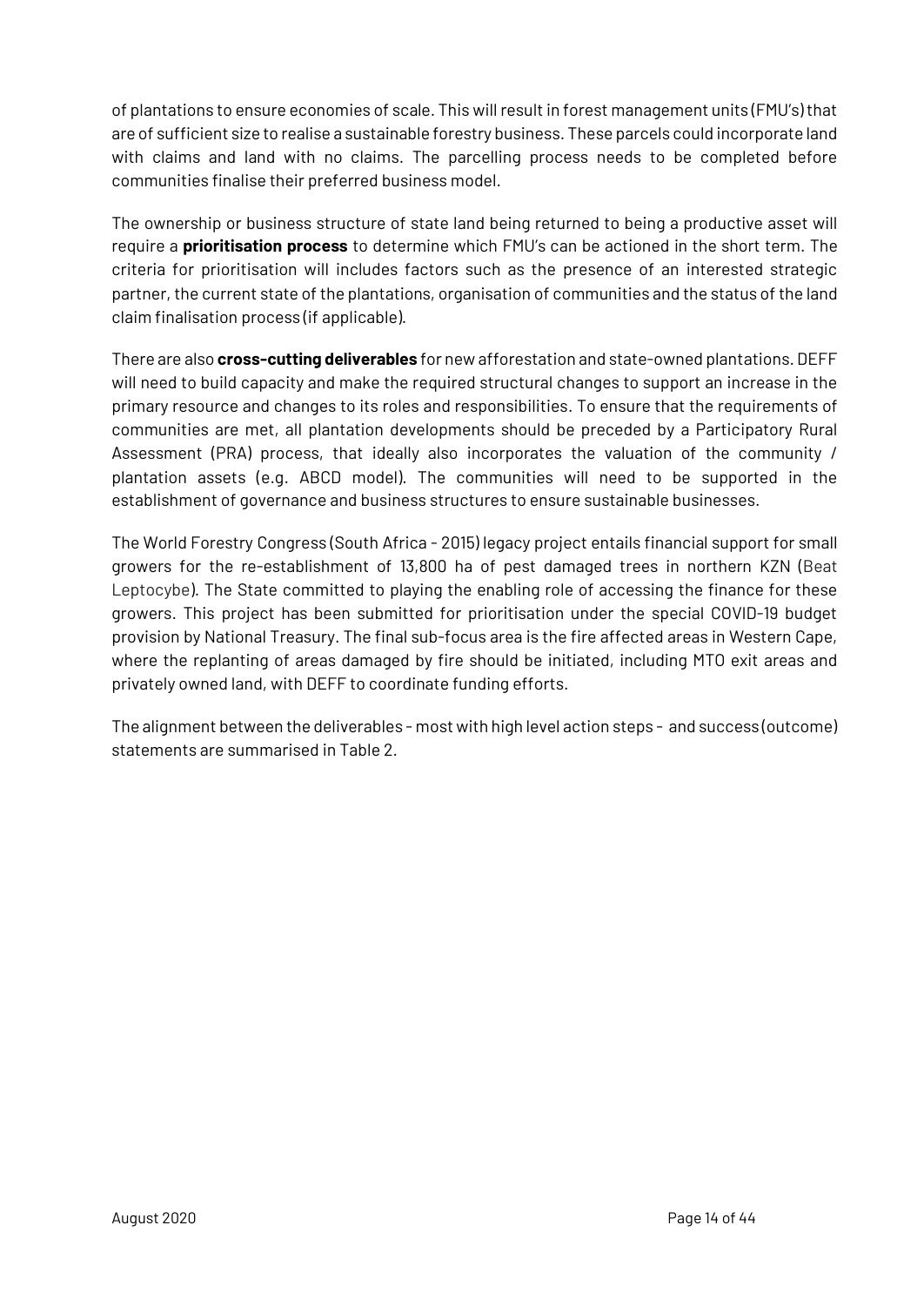of plantations to ensure economies of scale. This will result in forest management units (FMU's) that are of sufficient size to realise a sustainable forestry business. These parcels could incorporate land with claims and land with no claims. The parcelling process needs to be completed before communities finalise their preferred business model.

The ownership or business structure of state land being returned to being a productive asset will require a **prioritisation process** to determine which FMU's can be actioned in the short term. The criteria for prioritisation will includes factors such as the presence of an interested strategic partner, the current state of the plantations, organisation of communities and the status of the land claim finalisation process (if applicable).

There are also **cross-cutting deliverables** for new afforestation and state-owned plantations. DEFF will need to build capacity and make the required structural changes to support an increase in the primary resource and changes to its roles and responsibilities. To ensure that the requirements of communities are met, all plantation developments should be preceded by a Participatory Rural Assessment (PRA) process, that ideally also incorporates the valuation of the community / plantation assets (e.g. ABCD model). The communities will need to be supported in the establishment of governance and business structures to ensure sustainable businesses.

The World Forestry Congress (South Africa - 2015) legacy project entails financial support for small growers for the re-establishment of 13,800 ha of pest damaged trees in northern KZN (Beat Leptocybe). The State committed to playing the enabling role of accessing the finance for these growers. This project has been submitted for prioritisation under the special COVID-19 budget provision by National Treasury. The final sub-focus area is the fire affected areas in Western Cape, where the replanting of areas damaged by fire should be initiated, including MTO exit areas and privately owned land, with DEFF to coordinate funding efforts.

The alignment between the deliverables - most with high level action steps - and success (outcome) statements are summarised in Table 2.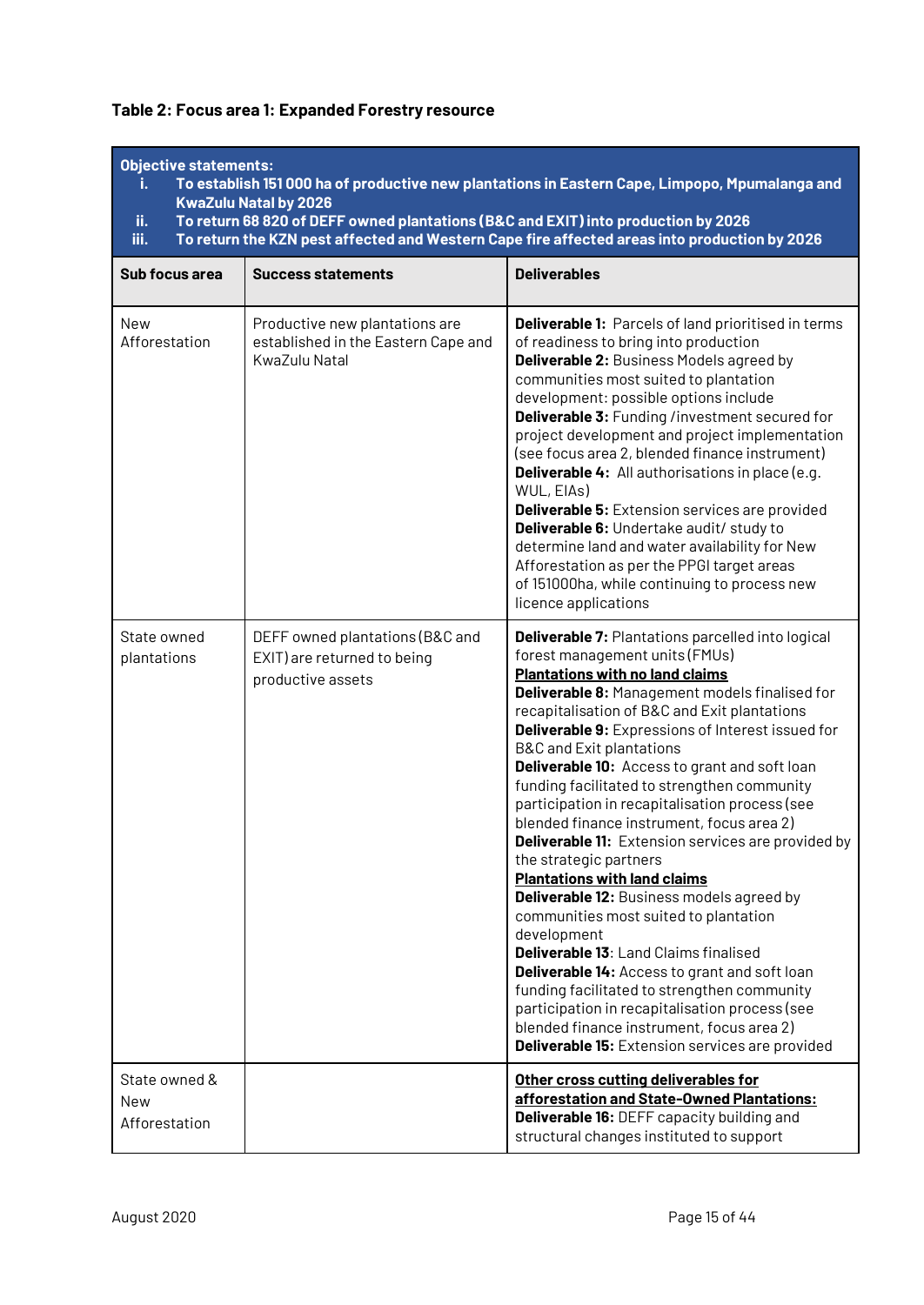**Table 2: Focus area 1: Expanded Forestry resource**

| **Objective statements:**<br>i. **To establish 151 000 ha of productive new plantations in Eastern Cape, Limpopo, Mpumalanga and KwaZulu Natal by 2026**<br>ii. **To return 68 820 of DEFF owned plantations (B&C and EXIT) into production by 2026**<br>iii. **To return the KZN pest affected and Western Cape fire affected areas into production by 2026** | | |
|---|---|---|
| **Sub focus area** | **Success statements** | **Deliverables** |
| New Afforestation | Productive new plantations are established in the Eastern Cape and KwaZulu Natal | **Deliverable 1:** Parcels of land prioritised in terms of readiness to bring into production<br>**Deliverable 2:** Business Models agreed by communities most suited to plantation development: possible options include<br>**Deliverable 3:** Funding /investment secured for project development and project implementation (see focus area 2, blended finance instrument)<br>**Deliverable 4:** All authorisations in place (e.g. WUL, EIAs)<br>**Deliverable 5:** Extension services are provided<br>**Deliverable 6:** Undertake audit/ study to determine land and water availability for New Afforestation as per the PPGI target areas of 151000ha, while continuing to process new licence applications |
| State owned plantations | DEFF owned plantations (B&C and EXIT) are returned to being productive assets | **Deliverable 7:** Plantations parcelled into logical forest management units (FMUs)<br>**Plantations with no land claims**<br>**Deliverable 8:** Management models finalised for recapitalisation of B&C and Exit plantations<br>**Deliverable 9:** Expressions of Interest issued for B&C and Exit plantations<br>**Deliverable 10:** Access to grant and soft loan funding facilitated to strengthen community participation in recapitalisation process (see blended finance instrument, focus area 2)<br>**Deliverable 11:** Extension services are provided by the strategic partners<br>**Plantations with land claims**<br>**Deliverable 12:** Business models agreed by communities most suited to plantation development<br>**Deliverable 13**: Land Claims finalised<br>**Deliverable 14:** Access to grant and soft loan funding facilitated to strengthen community participation in recapitalisation process (see blended finance instrument, focus area 2)<br>**Deliverable 15:** Extension services are provided |
| State owned & New Afforestation | | **Other cross cutting deliverables for afforestation and State-Owned Plantations:**<br>**Deliverable 16:** DEFF capacity building and structural changes instituted to support |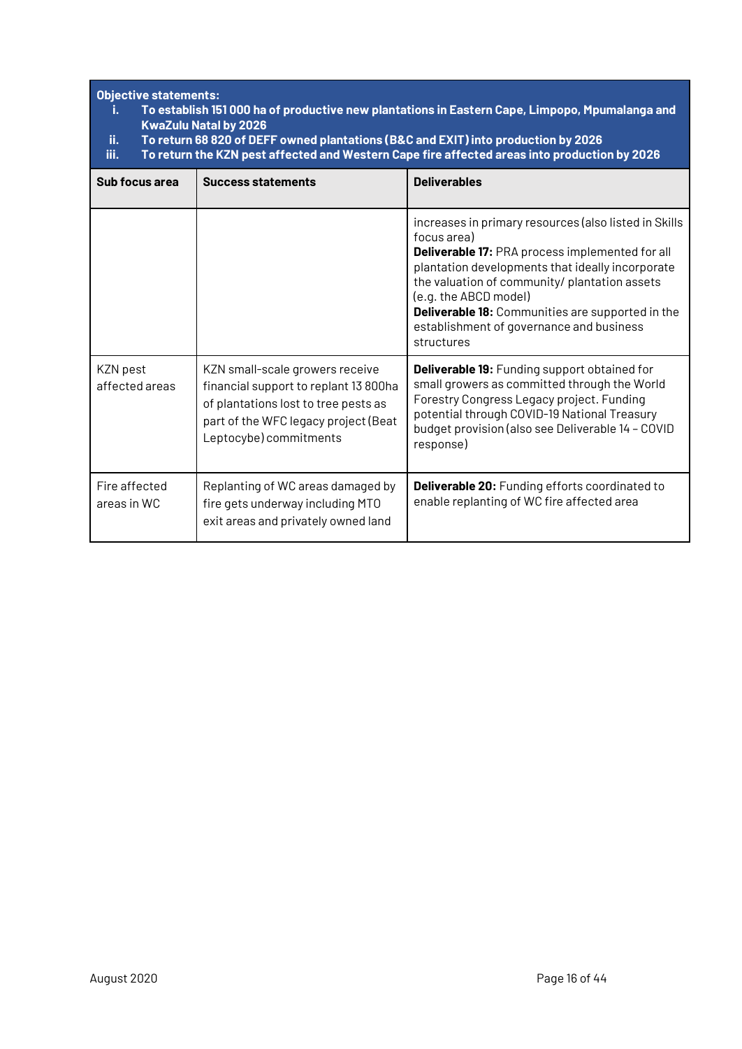**Objective statements:**

i. **To establish 151 000 ha of productive new plantations in Eastern Cape, Limpopo, Mpumalanga and KwaZulu Natal by 2026**
ii. **To return 68 820 of DEFF owned plantations (B&C and EXIT) into production by 2026**
iii. **To return the KZN pest affected and Western Cape fire affected areas into production by 2026**

| Sub focus area | Success statements | Deliverables |
|---|---|---|
| | | increases in primary resources (also listed in Skills focus area)<br>**Deliverable 17:** PRA process implemented for all plantation developments that ideally incorporate the valuation of community/ plantation assets (e.g. the ABCD model)<br>**Deliverable 18:** Communities are supported in the establishment of governance and business structures |
| KZN pest affected areas | KZN small-scale growers receive financial support to replant 13 800ha of plantations lost to tree pests as part of the WFC legacy project (Beat Leptocybe) commitments | **Deliverable 19:** Funding support obtained for small growers as committed through the World Forestry Congress Legacy project. Funding potential through COVID-19 National Treasury budget provision (also see Deliverable 14 – COVID response) |
| Fire affected areas in WC | Replanting of WC areas damaged by fire gets underway including MTO exit areas and privately owned land | **Deliverable 20:** Funding efforts coordinated to enable replanting of WC fire affected area |

August 2020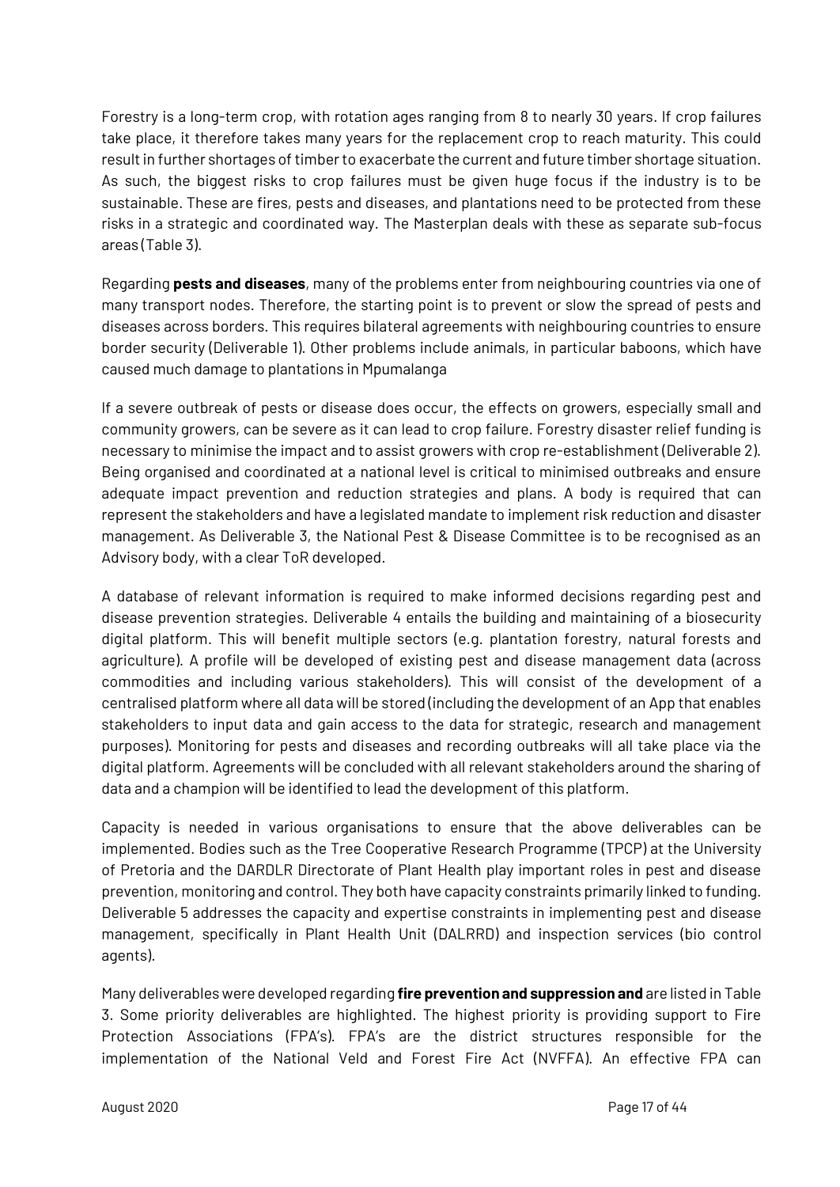Forestry is a long-term crop, with rotation ages ranging from 8 to nearly 30 years. If crop failures take place, it therefore takes many years for the replacement crop to reach maturity. This could result in further shortages of timber to exacerbate the current and future timber shortage situation. As such, the biggest risks to crop failures must be given huge focus if the industry is to be sustainable. These are fires, pests and diseases, and plantations need to be protected from these risks in a strategic and coordinated way. The Masterplan deals with these as separate sub-focus areas (Table 3).

Regarding **pests and diseases**, many of the problems enter from neighbouring countries via one of many transport nodes. Therefore, the starting point is to prevent or slow the spread of pests and diseases across borders. This requires bilateral agreements with neighbouring countries to ensure border security (Deliverable 1). Other problems include animals, in particular baboons, which have caused much damage to plantations in Mpumalanga

If a severe outbreak of pests or disease does occur, the effects on growers, especially small and community growers, can be severe as it can lead to crop failure. Forestry disaster relief funding is necessary to minimise the impact and to assist growers with crop re-establishment (Deliverable 2). Being organised and coordinated at a national level is critical to minimised outbreaks and ensure adequate impact prevention and reduction strategies and plans. A body is required that can represent the stakeholders and have a legislated mandate to implement risk reduction and disaster management. As Deliverable 3, the National Pest & Disease Committee is to be recognised as an Advisory body, with a clear ToR developed.

A database of relevant information is required to make informed decisions regarding pest and disease prevention strategies. Deliverable 4 entails the building and maintaining of a biosecurity digital platform. This will benefit multiple sectors (e.g. plantation forestry, natural forests and agriculture). A profile will be developed of existing pest and disease management data (across commodities and including various stakeholders). This will consist of the development of a centralised platform where all data will be stored (including the development of an App that enables stakeholders to input data and gain access to the data for strategic, research and management purposes). Monitoring for pests and diseases and recording outbreaks will all take place via the digital platform. Agreements will be concluded with all relevant stakeholders around the sharing of data and a champion will be identified to lead the development of this platform.

Capacity is needed in various organisations to ensure that the above deliverables can be implemented. Bodies such as the Tree Cooperative Research Programme (TPCP) at the University of Pretoria and the DARDLR Directorate of Plant Health play important roles in pest and disease prevention, monitoring and control. They both have capacity constraints primarily linked to funding. Deliverable 5 addresses the capacity and expertise constraints in implementing pest and disease management, specifically in Plant Health Unit (DALRRD) and inspection services (bio control agents).

Many deliverables were developed regarding **fire prevention and suppression and** are listed in Table 3. Some priority deliverables are highlighted. The highest priority is providing support to Fire Protection Associations (FPA's). FPA's are the district structures responsible for the implementation of the National Veld and Forest Fire Act (NVFFA). An effective FPA can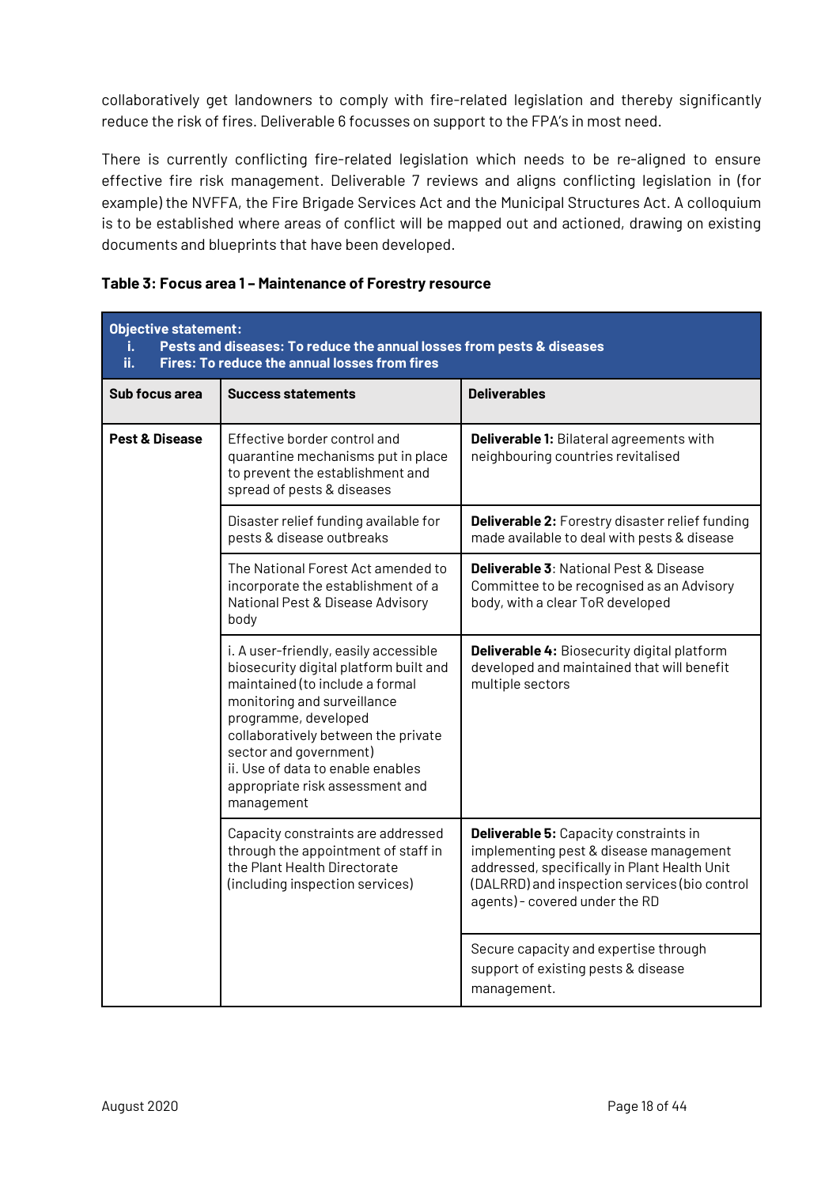collaboratively get landowners to comply with fire-related legislation and thereby significantly reduce the risk of fires. Deliverable 6 focusses on support to the FPA's in most need.

There is currently conflicting fire-related legislation which needs to be re-aligned to ensure effective fire risk management. Deliverable 7 reviews and aligns conflicting legislation in (for example) the NVFFA, the Fire Brigade Services Act and the Municipal Structures Act. A colloquium is to be established where areas of conflict will be mapped out and actioned, drawing on existing documents and blueprints that have been developed.

**Table 3: Focus area 1 – Maintenance of Forestry resource**

| **Objective statement:**<br>i. **Pests and diseases: To reduce the annual losses from pests & diseases**<br>ii. **Fires: To reduce the annual losses from fires** | | |
|---|---|---|
| **Sub focus area** | **Success statements** | **Deliverables** |
| **Pest & Disease** | Effective border control and quarantine mechanisms put in place to prevent the establishment and spread of pests & diseases | **Deliverable 1:** Bilateral agreements with neighbouring countries revitalised |
| | Disaster relief funding available for pests & disease outbreaks | **Deliverable 2:** Forestry disaster relief funding made available to deal with pests & disease |
| | The National Forest Act amended to incorporate the establishment of a National Pest & Disease Advisory body | **Deliverable 3**: National Pest & Disease Committee to be recognised as an Advisory body, with a clear ToR developed |
| | i. A user-friendly, easily accessible biosecurity digital platform built and maintained (to include a formal monitoring and surveillance programme, developed collaboratively between the private sector and government)<br>ii. Use of data to enable enables appropriate risk assessment and management | **Deliverable 4:** Biosecurity digital platform developed and maintained that will benefit multiple sectors |
| | Capacity constraints are addressed through the appointment of staff in the Plant Health Directorate (including inspection services) | **Deliverable 5:** Capacity constraints in implementing pest & disease management addressed, specifically in Plant Health Unit (DALRRD) and inspection services (bio control agents) - covered under the RD |
| | | Secure capacity and expertise through support of existing pests & disease management. |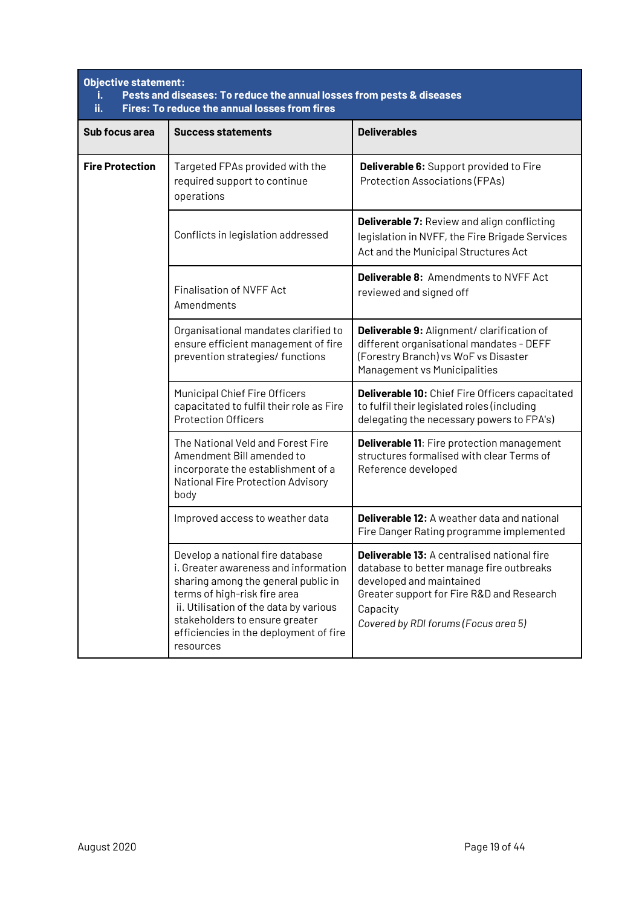| **Objective statement:**<br>i. **Pests and diseases: To reduce the annual losses from pests & diseases**<br>ii. **Fires: To reduce the annual losses from fires** | | |
|---|---|---|
| **Sub focus area** | **Success statements** | **Deliverables** |
| **Fire Protection** | Targeted FPAs provided with the required support to continue operations | **Deliverable 6:** Support provided to Fire Protection Associations (FPAs) |
| | Conflicts in legislation addressed | **Deliverable 7:** Review and align conflicting legislation in NVFF, the Fire Brigade Services Act and the Municipal Structures Act |
| | Finalisation of NVFF Act Amendments | **Deliverable 8:** Amendments to NVFF Act reviewed and signed off |
| | Organisational mandates clarified to ensure efficient management of fire prevention strategies/ functions | **Deliverable 9:** Alignment/ clarification of different organisational mandates - DEFF (Forestry Branch) vs WoF vs Disaster Management vs Municipalities |
| | Municipal Chief Fire Officers capacitated to fulfil their role as Fire Protection Officers | **Deliverable 10:** Chief Fire Officers capacitated to fulfil their legislated roles (including delegating the necessary powers to FPA's) |
| | The National Veld and Forest Fire Amendment Bill amended to incorporate the establishment of a National Fire Protection Advisory body | **Deliverable 11**: Fire protection management structures formalised with clear Terms of Reference developed |
| | Improved access to weather data | **Deliverable 12:** A weather data and national Fire Danger Rating programme implemented |
| | Develop a national fire database<br>i. Greater awareness and information sharing among the general public in terms of high-risk fire area<br>ii. Utilisation of the data by various stakeholders to ensure greater efficiencies in the deployment of fire resources | **Deliverable 13:** A centralised national fire database to better manage fire outbreaks developed and maintained<br>Greater support for Fire R&D and Research Capacity<br>*Covered by RDI forums (Focus area 5)* |

August 2020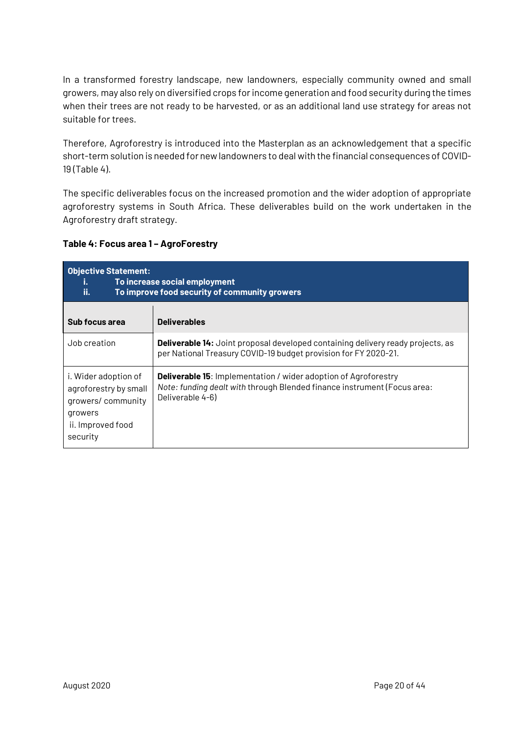In a transformed forestry landscape, new landowners, especially community owned and small growers, may also rely on diversified crops for income generation and food security during the times when their trees are not ready to be harvested, or as an additional land use strategy for areas not suitable for trees.

Therefore, Agroforestry is introduced into the Masterplan as an acknowledgement that a specific short-term solution is needed for new landowners to deal with the financial consequences of COVID-19 (Table 4).

The specific deliverables focus on the increased promotion and the wider adoption of appropriate agroforestry systems in South Africa. These deliverables build on the work undertaken in the Agroforestry draft strategy.

**Table 4: Focus area 1 – AgroForestry**

| **Objective Statement:**<br>i. To increase social employment<br>ii. To improve food security of community growers | |
|---|---|
| **Sub focus area** | **Deliverables** |
| Job creation | **Deliverable 14:** Joint proposal developed containing delivery ready projects, as per National Treasury COVID-19 budget provision for FY 2020-21. |
| i. Wider adoption of agroforestry by small growers/ community growers<br>ii. Improved food security | **Deliverable 15**: Implementation / wider adoption of Agroforestry<br>*Note: funding dealt with* through Blended finance instrument (Focus area: Deliverable 4-6) |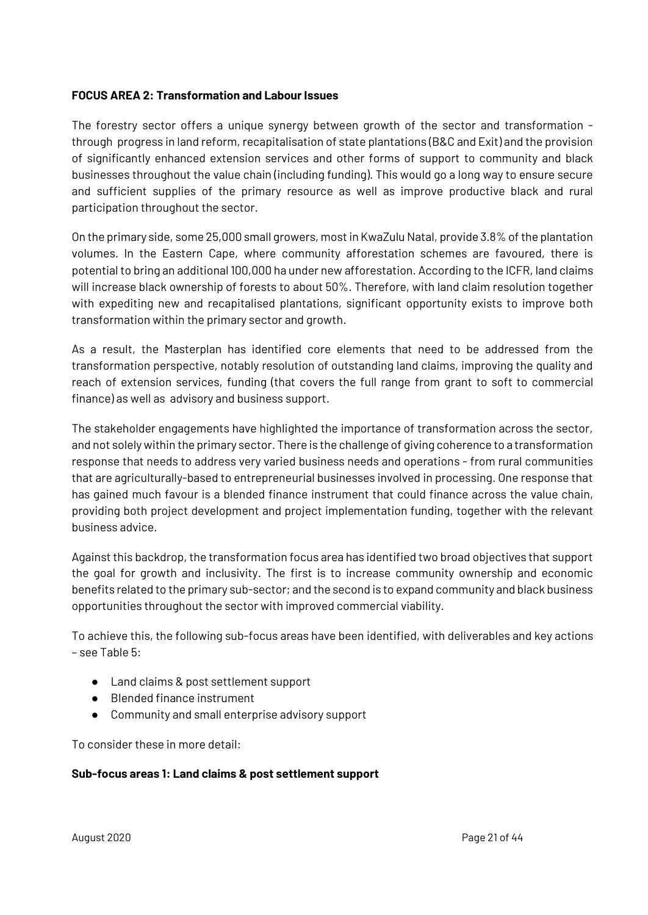**FOCUS AREA 2: Transformation and Labour Issues**

The forestry sector offers a unique synergy between growth of the sector and transformation - through progress in land reform, recapitalisation of state plantations (B&C and Exit) and the provision of significantly enhanced extension services and other forms of support to community and black businesses throughout the value chain (including funding). This would go a long way to ensure secure and sufficient supplies of the primary resource as well as improve productive black and rural participation throughout the sector.

On the primary side, some 25,000 small growers, most in KwaZulu Natal, provide 3.8% of the plantation volumes. In the Eastern Cape, where community afforestation schemes are favoured, there is potential to bring an additional 100,000 ha under new afforestation. According to the ICFR, land claims will increase black ownership of forests to about 50%. Therefore, with land claim resolution together with expediting new and recapitalised plantations, significant opportunity exists to improve both transformation within the primary sector and growth.

As a result, the Masterplan has identified core elements that need to be addressed from the transformation perspective, notably resolution of outstanding land claims, improving the quality and reach of extension services, funding (that covers the full range from grant to soft to commercial finance) as well as advisory and business support.

The stakeholder engagements have highlighted the importance of transformation across the sector, and not solely within the primary sector. There is the challenge of giving coherence to a transformation response that needs to address very varied business needs and operations - from rural communities that are agriculturally-based to entrepreneurial businesses involved in processing. One response that has gained much favour is a blended finance instrument that could finance across the value chain, providing both project development and project implementation funding, together with the relevant business advice.

Against this backdrop, the transformation focus area has identified two broad objectives that support the goal for growth and inclusivity. The first is to increase community ownership and economic benefits related to the primary sub-sector; and the second is to expand community and black business opportunities throughout the sector with improved commercial viability.

To achieve this, the following sub-focus areas have been identified, with deliverables and key actions – see Table 5:

- Land claims & post settlement support
- Blended finance instrument
- Community and small enterprise advisory support

To consider these in more detail:

**Sub-focus areas 1: Land claims & post settlement support**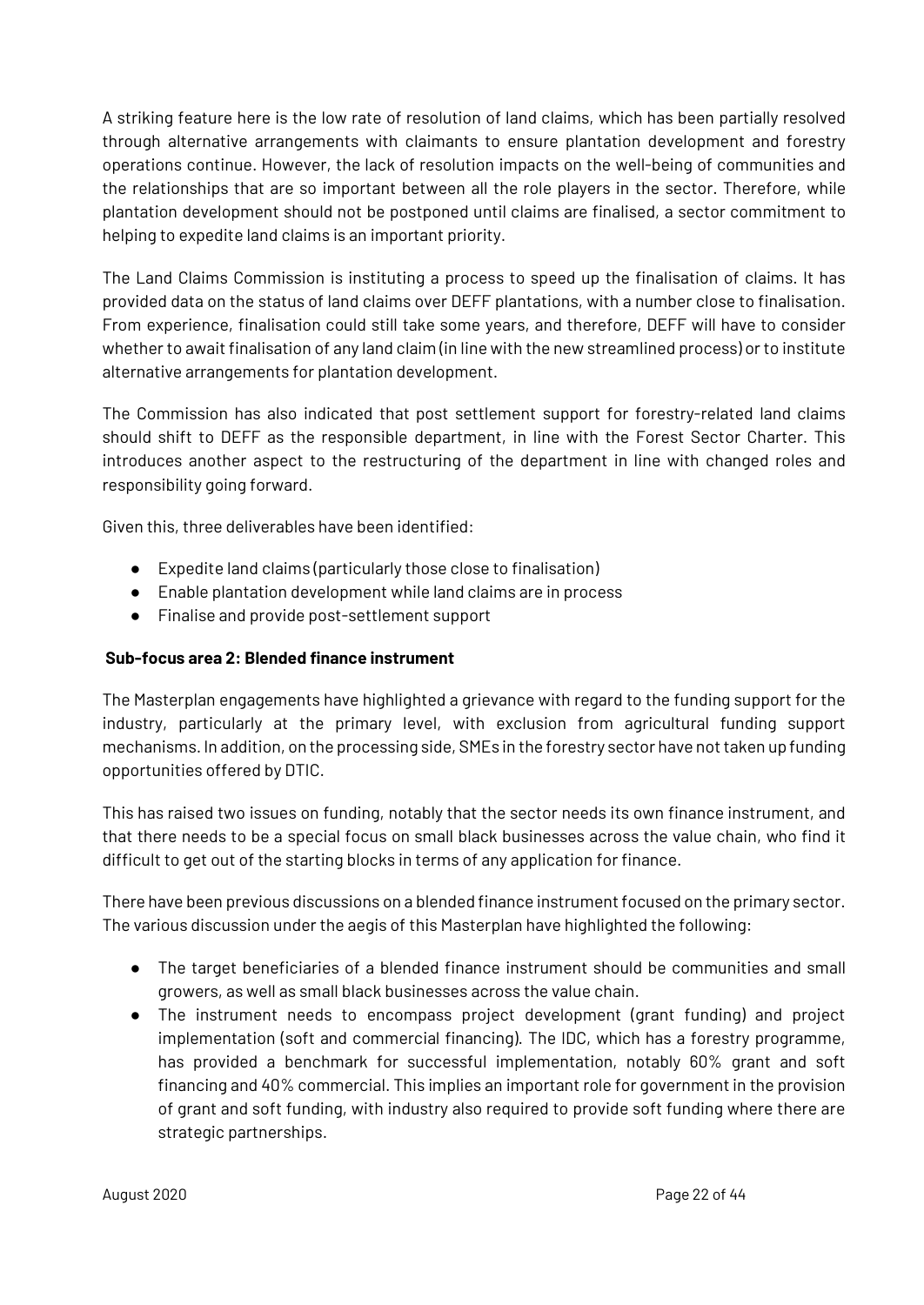A striking feature here is the low rate of resolution of land claims, which has been partially resolved through alternative arrangements with claimants to ensure plantation development and forestry operations continue. However, the lack of resolution impacts on the well-being of communities and the relationships that are so important between all the role players in the sector. Therefore, while plantation development should not be postponed until claims are finalised, a sector commitment to helping to expedite land claims is an important priority.

The Land Claims Commission is instituting a process to speed up the finalisation of claims. It has provided data on the status of land claims over DEFF plantations, with a number close to finalisation. From experience, finalisation could still take some years, and therefore, DEFF will have to consider whether to await finalisation of any land claim (in line with the new streamlined process) or to institute alternative arrangements for plantation development.

The Commission has also indicated that post settlement support for forestry-related land claims should shift to DEFF as the responsible department, in line with the Forest Sector Charter. This introduces another aspect to the restructuring of the department in line with changed roles and responsibility going forward.

Given this, three deliverables have been identified:

- Expedite land claims (particularly those close to finalisation)
- Enable plantation development while land claims are in process
- Finalise and provide post-settlement support

**Sub-focus area 2: Blended finance instrument**

The Masterplan engagements have highlighted a grievance with regard to the funding support for the industry, particularly at the primary level, with exclusion from agricultural funding support mechanisms. In addition, on the processing side, SMEs in the forestry sector have not taken up funding opportunities offered by DTIC.

This has raised two issues on funding, notably that the sector needs its own finance instrument, and that there needs to be a special focus on small black businesses across the value chain, who find it difficult to get out of the starting blocks in terms of any application for finance.

There have been previous discussions on a blended finance instrument focused on the primary sector. The various discussion under the aegis of this Masterplan have highlighted the following:

- The target beneficiaries of a blended finance instrument should be communities and small growers, as well as small black businesses across the value chain.
- The instrument needs to encompass project development (grant funding) and project implementation (soft and commercial financing). The IDC, which has a forestry programme, has provided a benchmark for successful implementation, notably 60% grant and soft financing and 40% commercial. This implies an important role for government in the provision of grant and soft funding, with industry also required to provide soft funding where there are strategic partnerships.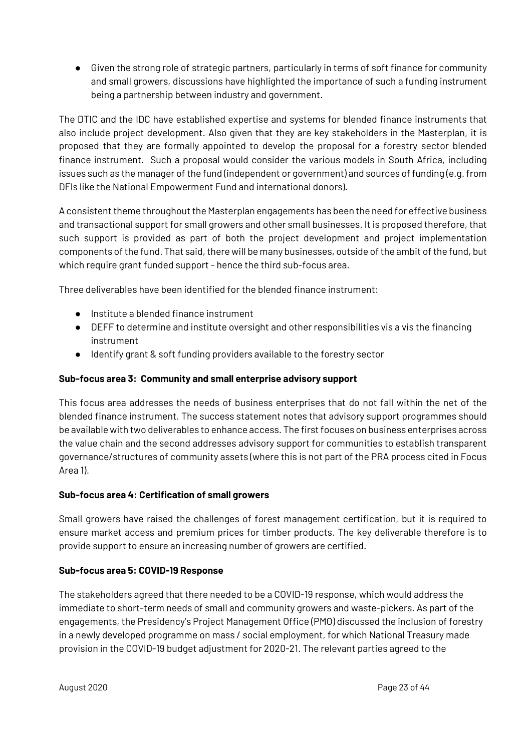- Given the strong role of strategic partners, particularly in terms of soft finance for community and small growers, discussions have highlighted the importance of such a funding instrument being a partnership between industry and government.

The DTIC and the IDC have established expertise and systems for blended finance instruments that also include project development. Also given that they are key stakeholders in the Masterplan, it is proposed that they are formally appointed to develop the proposal for a forestry sector blended finance instrument. Such a proposal would consider the various models in South Africa, including issues such as the manager of the fund (independent or government) and sources of funding (e.g. from DFIs like the National Empowerment Fund and international donors).

A consistent theme throughout the Masterplan engagements has been the need for effective business and transactional support for small growers and other small businesses. It is proposed therefore, that such support is provided as part of both the project development and project implementation components of the fund. That said, there will be many businesses, outside of the ambit of the fund, but which require grant funded support - hence the third sub-focus area.

Three deliverables have been identified for the blended finance instrument:

- Institute a blended finance instrument
- DEFF to determine and institute oversight and other responsibilities vis a vis the financing instrument
- Identify grant & soft funding providers available to the forestry sector

**Sub-focus area 3: Community and small enterprise advisory support**

This focus area addresses the needs of business enterprises that do not fall within the net of the blended finance instrument. The success statement notes that advisory support programmes should be available with two deliverables to enhance access. The first focuses on business enterprises across the value chain and the second addresses advisory support for communities to establish transparent governance/structures of community assets (where this is not part of the PRA process cited in Focus Area 1).

**Sub-focus area 4: Certification of small growers**

Small growers have raised the challenges of forest management certification, but it is required to ensure market access and premium prices for timber products. The key deliverable therefore is to provide support to ensure an increasing number of growers are certified.

**Sub-focus area 5: COVID-19 Response**

The stakeholders agreed that there needed to be a COVID-19 response, which would address the immediate to short-term needs of small and community growers and waste-pickers. As part of the engagements, the Presidency's Project Management Office (PMO) discussed the inclusion of forestry in a newly developed programme on mass / social employment, for which National Treasury made provision in the COVID-19 budget adjustment for 2020-21. The relevant parties agreed to the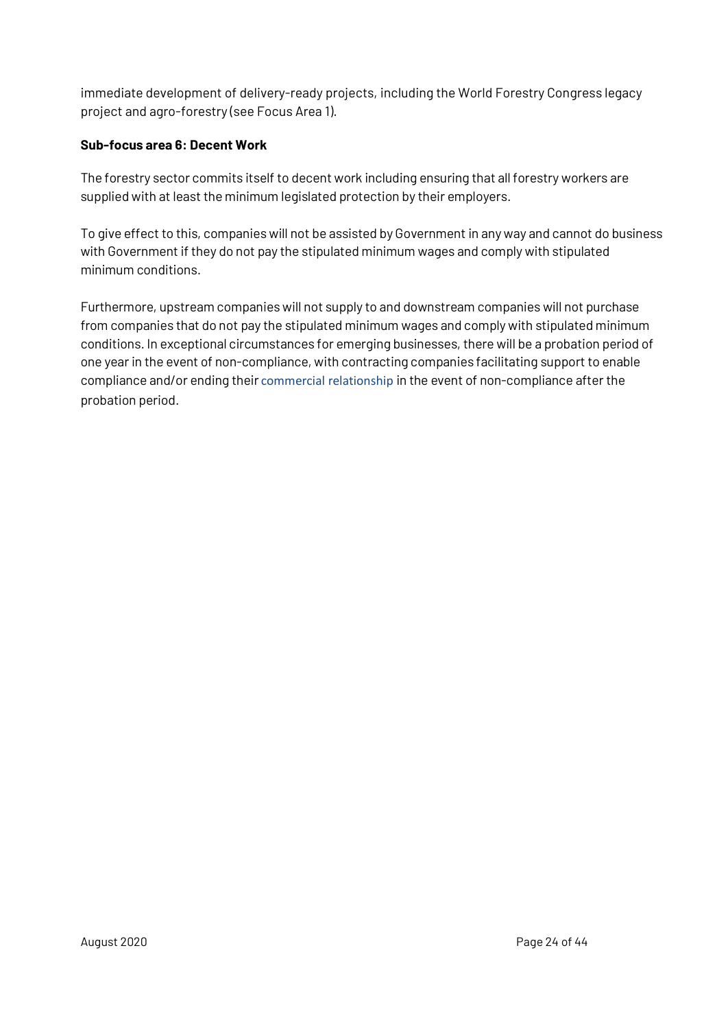immediate development of delivery-ready projects, including the World Forestry Congress legacy project and agro-forestry (see Focus Area 1).

**Sub-focus area 6: Decent Work**

The forestry sector commits itself to decent work including ensuring that all forestry workers are supplied with at least the minimum legislated protection by their employers.

To give effect to this, companies will not be assisted by Government in any way and cannot do business with Government if they do not pay the stipulated minimum wages and comply with stipulated minimum conditions.

Furthermore, upstream companies will not supply to and downstream companies will not purchase from companies that do not pay the stipulated minimum wages and comply with stipulated minimum conditions. In exceptional circumstances for emerging businesses, there will be a probation period of one year in the event of non-compliance, with contracting companies facilitating support to enable compliance and/or ending their commercial relationship in the event of non-compliance after the probation period.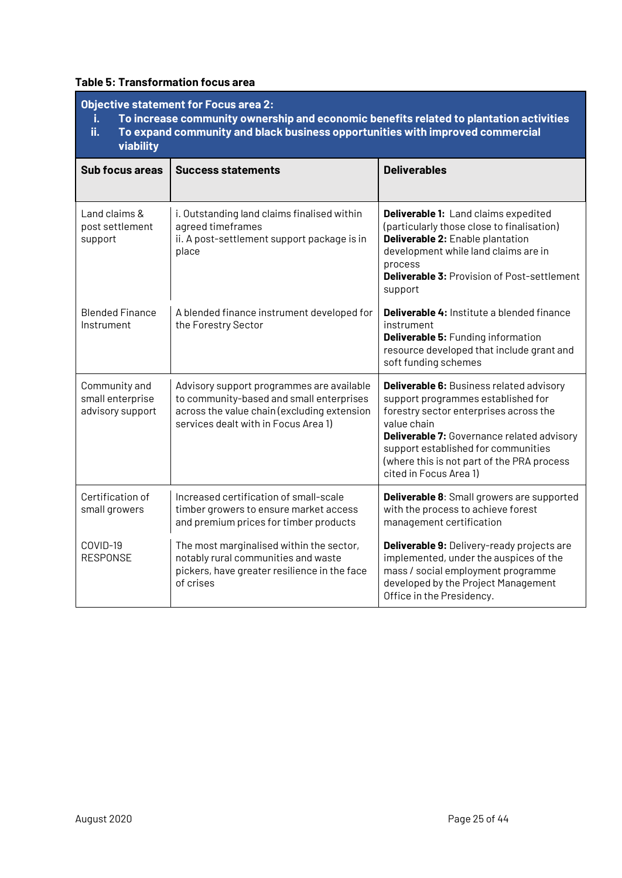**Table 5: Transformation focus area**

| **Objective statement for Focus area 2:**<br>**i. To increase community ownership and economic benefits related to plantation activities**<br>**ii. To expand community and black business opportunities with improved commercial viability** | | |
|---|---|---|
| **Sub focus areas** | **Success statements** | **Deliverables** |
| Land claims & post settlement support | i. Outstanding land claims finalised within agreed timeframes<br>ii. A post-settlement support package is in place | **Deliverable 1:** Land claims expedited (particularly those close to finalisation)<br>**Deliverable 2:** Enable plantation development while land claims are in process<br>**Deliverable 3:** Provision of Post-settlement support |
| Blended Finance Instrument | A blended finance instrument developed for the Forestry Sector | **Deliverable 4:** Institute a blended finance instrument<br>**Deliverable 5:** Funding information resource developed that include grant and soft funding schemes |
| Community and small enterprise advisory support | Advisory support programmes are available to community-based and small enterprises across the value chain (excluding extension services dealt with in Focus Area 1) | **Deliverable 6:** Business related advisory support programmes established for forestry sector enterprises across the value chain<br>**Deliverable 7:** Governance related advisory support established for communities (where this is not part of the PRA process cited in Focus Area 1) |
| Certification of small growers | Increased certification of small-scale timber growers to ensure market access and premium prices for timber products | **Deliverable 8**: Small growers are supported with the process to achieve forest management certification |
| COVID-19 RESPONSE | The most marginalised within the sector, notably rural communities and waste pickers, have greater resilience in the face of crises | **Deliverable 9:** Delivery-ready projects are implemented, under the auspices of the mass / social employment programme developed by the Project Management Office in the Presidency. |

August 2020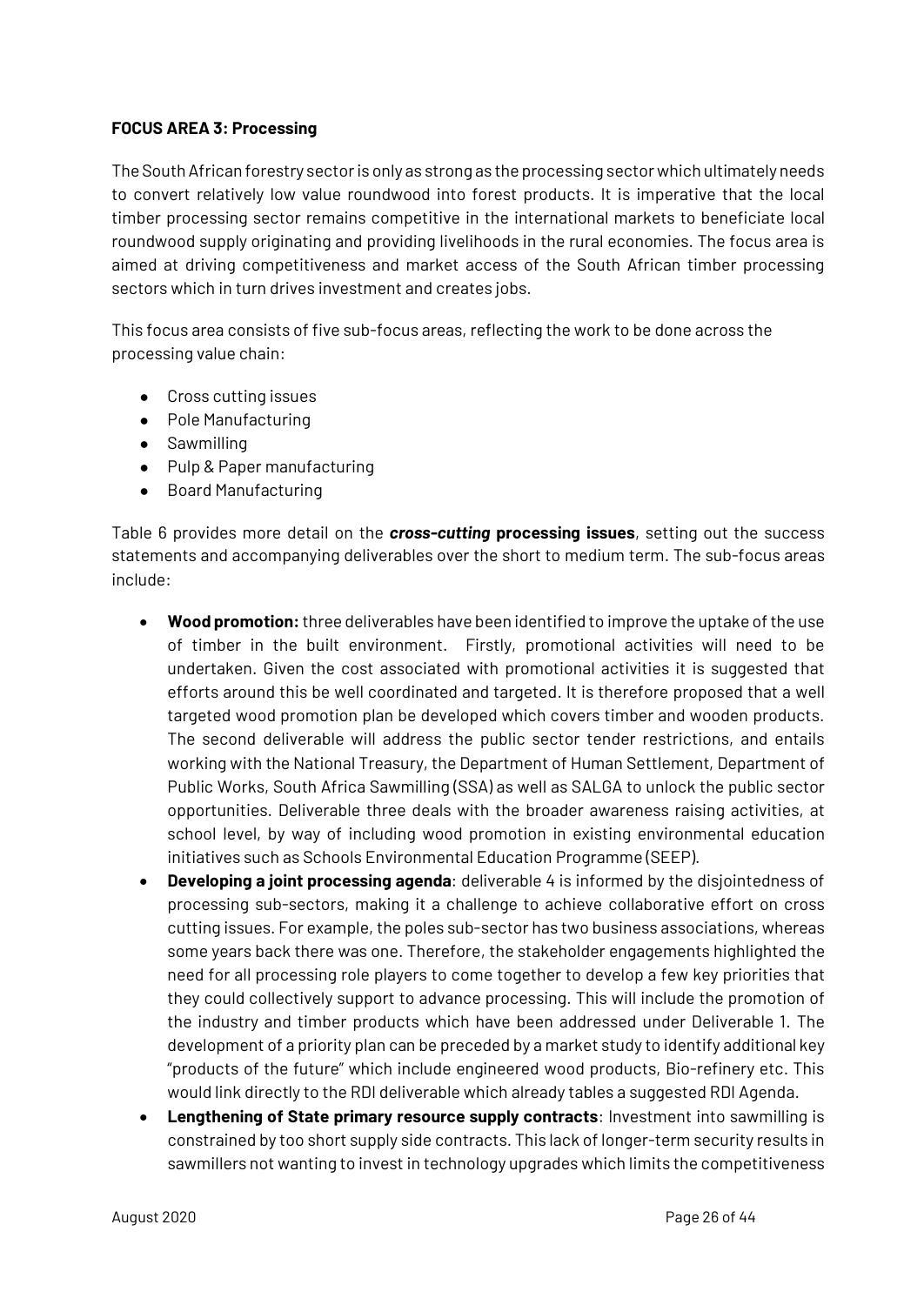**FOCUS AREA 3: Processing**

The South African forestry sector is only as strong as the processing sector which ultimately needs to convert relatively low value roundwood into forest products. It is imperative that the local timber processing sector remains competitive in the international markets to beneficiate local roundwood supply originating and providing livelihoods in the rural economies. The focus area is aimed at driving competitiveness and market access of the South African timber processing sectors which in turn drives investment and creates jobs.

This focus area consists of five sub-focus areas, reflecting the work to be done across the processing value chain:

- Cross cutting issues
- Pole Manufacturing
- Sawmilling
- Pulp & Paper manufacturing
- Board Manufacturing

Table 6 provides more detail on the ***cross-cutting* processing issues**, setting out the success statements and accompanying deliverables over the short to medium term. The sub-focus areas include:

- **Wood promotion:** three deliverables have been identified to improve the uptake of the use of timber in the built environment. Firstly, promotional activities will need to be undertaken. Given the cost associated with promotional activities it is suggested that efforts around this be well coordinated and targeted. It is therefore proposed that a well targeted wood promotion plan be developed which covers timber and wooden products. The second deliverable will address the public sector tender restrictions, and entails working with the National Treasury, the Department of Human Settlement, Department of Public Works, South Africa Sawmilling (SSA) as well as SALGA to unlock the public sector opportunities. Deliverable three deals with the broader awareness raising activities, at school level, by way of including wood promotion in existing environmental education initiatives such as Schools Environmental Education Programme (SEEP).
- **Developing a joint processing agenda**: deliverable 4 is informed by the disjointedness of processing sub-sectors, making it a challenge to achieve collaborative effort on cross cutting issues. For example, the poles sub-sector has two business associations, whereas some years back there was one. Therefore, the stakeholder engagements highlighted the need for all processing role players to come together to develop a few key priorities that they could collectively support to advance processing. This will include the promotion of the industry and timber products which have been addressed under Deliverable 1. The development of a priority plan can be preceded by a market study to identify additional key "products of the future" which include engineered wood products, Bio-refinery etc. This would link directly to the RDI deliverable which already tables a suggested RDI Agenda.
- **Lengthening of State primary resource supply contracts**: Investment into sawmilling is constrained by too short supply side contracts. This lack of longer-term security results in sawmillers not wanting to invest in technology upgrades which limits the competitiveness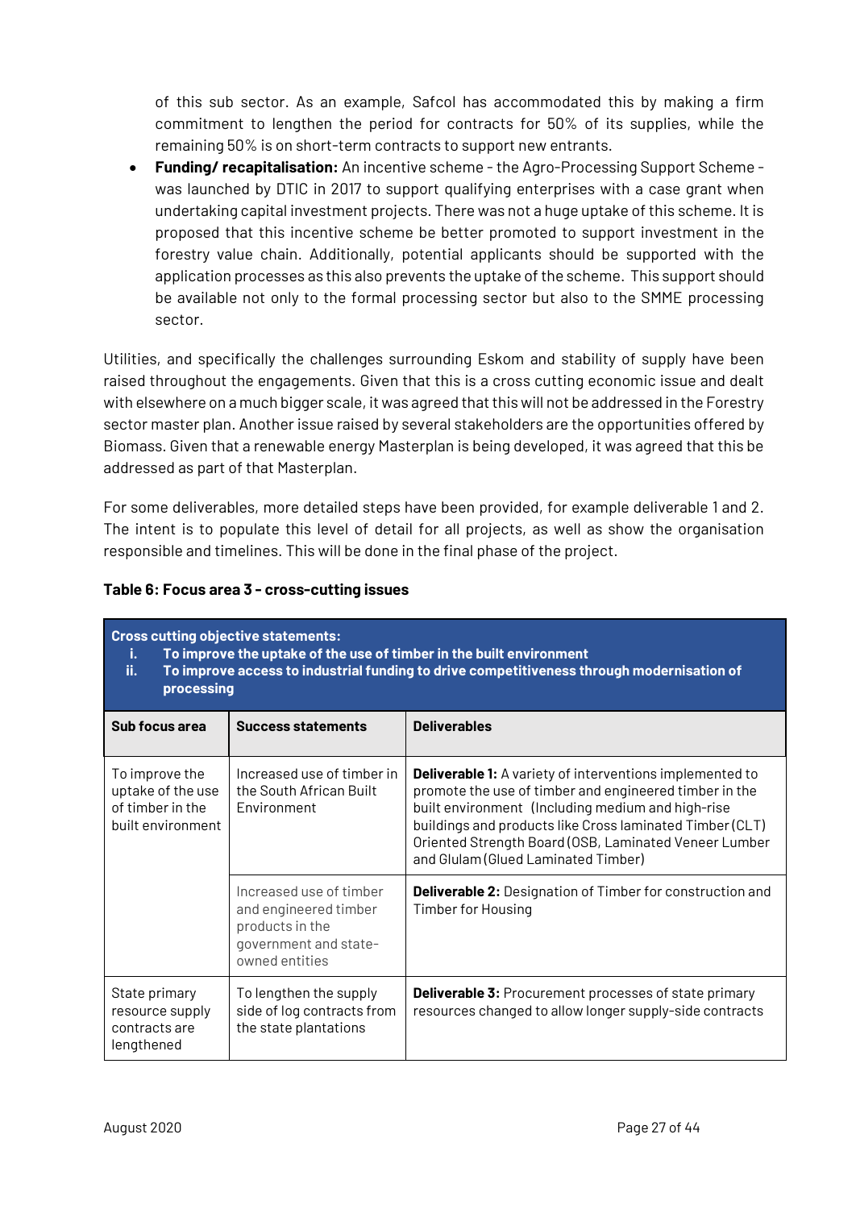of this sub sector. As an example, Safcol has accommodated this by making a firm commitment to lengthen the period for contracts for 50% of its supplies, while the remaining 50% is on short-term contracts to support new entrants.

- **Funding/ recapitalisation:** An incentive scheme - the Agro-Processing Support Scheme - was launched by DTIC in 2017 to support qualifying enterprises with a case grant when undertaking capital investment projects. There was not a huge uptake of this scheme. It is proposed that this incentive scheme be better promoted to support investment in the forestry value chain. Additionally, potential applicants should be supported with the application processes as this also prevents the uptake of the scheme. This support should be available not only to the formal processing sector but also to the SMME processing sector.

Utilities, and specifically the challenges surrounding Eskom and stability of supply have been raised throughout the engagements. Given that this is a cross cutting economic issue and dealt with elsewhere on a much bigger scale, it was agreed that this will not be addressed in the Forestry sector master plan. Another issue raised by several stakeholders are the opportunities offered by Biomass. Given that a renewable energy Masterplan is being developed, it was agreed that this be addressed as part of that Masterplan.

For some deliverables, more detailed steps have been provided, for example deliverable 1 and 2. The intent is to populate this level of detail for all projects, as well as show the organisation responsible and timelines. This will be done in the final phase of the project.

**Table 6: Focus area 3 - cross-cutting issues**

| **Cross cutting objective statements:**<br>**i. To improve the uptake of the use of timber in the built environment**<br>**ii. To improve access to industrial funding to drive competitiveness through modernisation of processing** | | |
|---|---|---|
| **Sub focus area** | **Success statements** | **Deliverables** |
| To improve the uptake of the use of timber in the built environment | Increased use of timber in the South African Built Environment | **Deliverable 1:** A variety of interventions implemented to promote the use of timber and engineered timber in the built environment (Including medium and high-rise buildings and products like Cross laminated Timber (CLT) Oriented Strength Board (OSB, Laminated Veneer Lumber and Glulam (Glued Laminated Timber) |
| | Increased use of timber and engineered timber products in the government and state-owned entities | **Deliverable 2:** Designation of Timber for construction and Timber for Housing |
| State primary resource supply contracts are lengthened | To lengthen the supply side of log contracts from the state plantations | **Deliverable 3:** Procurement processes of state primary resources changed to allow longer supply-side contracts |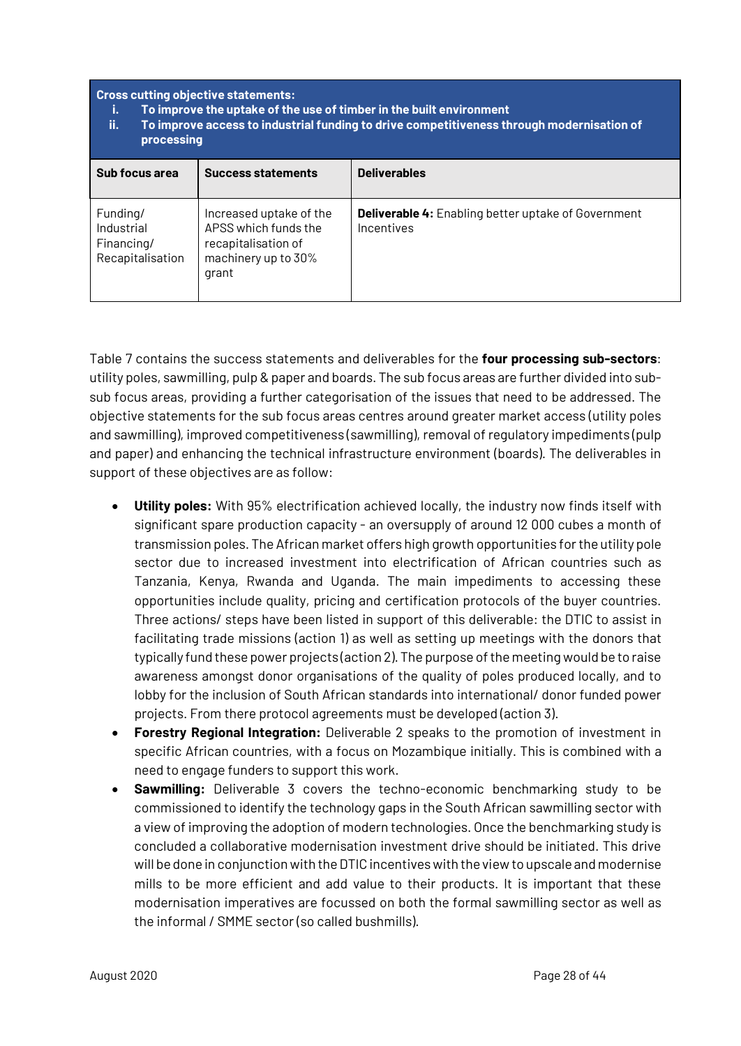| Cross cutting objective statements:<br>i. To improve the uptake of the use of timber in the built environment<br>ii. To improve access to industrial funding to drive competitiveness through modernisation of processing | | |
|---|---|---|
| **Sub focus area** | **Success statements** | **Deliverables** |
| Funding/ Industrial Financing/ Recapitalisation | Increased uptake of the APSS which funds the recapitalisation of machinery up to 30% grant | **Deliverable 4:** Enabling better uptake of Government Incentives |

Table 7 contains the success statements and deliverables for the **four processing sub-sectors**: utility poles, sawmilling, pulp & paper and boards. The sub focus areas are further divided into sub-sub focus areas, providing a further categorisation of the issues that need to be addressed. The objective statements for the sub focus areas centres around greater market access (utility poles and sawmilling), improved competitiveness (sawmilling), removal of regulatory impediments (pulp and paper) and enhancing the technical infrastructure environment (boards). The deliverables in support of these objectives are as follow:

- **Utility poles:** With 95% electrification achieved locally, the industry now finds itself with significant spare production capacity - an oversupply of around 12 000 cubes a month of transmission poles. The African market offers high growth opportunities for the utility pole sector due to increased investment into electrification of African countries such as Tanzania, Kenya, Rwanda and Uganda. The main impediments to accessing these opportunities include quality, pricing and certification protocols of the buyer countries. Three actions/ steps have been listed in support of this deliverable: the DTIC to assist in facilitating trade missions (action 1) as well as setting up meetings with the donors that typically fund these power projects (action 2). The purpose of the meeting would be to raise awareness amongst donor organisations of the quality of poles produced locally, and to lobby for the inclusion of South African standards into international/ donor funded power projects. From there protocol agreements must be developed (action 3).
- **Forestry Regional Integration:** Deliverable 2 speaks to the promotion of investment in specific African countries, with a focus on Mozambique initially. This is combined with a need to engage funders to support this work.
- **Sawmilling:** Deliverable 3 covers the techno-economic benchmarking study to be commissioned to identify the technology gaps in the South African sawmilling sector with a view of improving the adoption of modern technologies. Once the benchmarking study is concluded a collaborative modernisation investment drive should be initiated. This drive will be done in conjunction with the DTIC incentives with the view to upscale and modernise mills to be more efficient and add value to their products. It is important that these modernisation imperatives are focussed on both the formal sawmilling sector as well as the informal / SMME sector (so called bushmills).

August 2020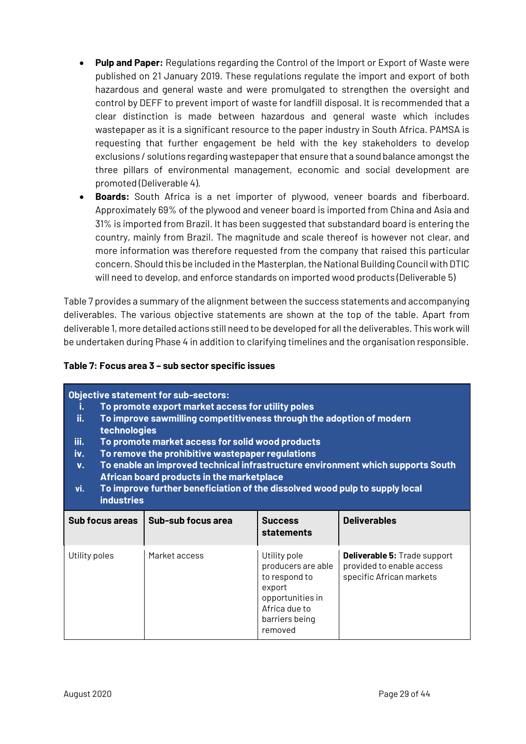- **Pulp and Paper:** Regulations regarding the Control of the Import or Export of Waste were published on 21 January 2019. These regulations regulate the import and export of both hazardous and general waste and were promulgated to strengthen the oversight and control by DEFF to prevent import of waste for landfill disposal. It is recommended that a clear distinction is made between hazardous and general waste which includes wastepaper as it is a significant resource to the paper industry in South Africa. PAMSA is requesting that further engagement be held with the key stakeholders to develop exclusions / solutions regarding wastepaper that ensure that a sound balance amongst the three pillars of environmental management, economic and social development are promoted (Deliverable 4).
- **Boards:** South Africa is a net importer of plywood, veneer boards and fiberboard. Approximately 69% of the plywood and veneer board is imported from China and Asia and 31% is imported from Brazil. It has been suggested that substandard board is entering the country, mainly from Brazil. The magnitude and scale thereof is however not clear, and more information was therefore requested from the company that raised this particular concern. Should this be included in the Masterplan, the National Building Council with DTIC will need to develop, and enforce standards on imported wood products (Deliverable 5)

Table 7 provides a summary of the alignment between the success statements and accompanying deliverables. The various objective statements are shown at the top of the table. Apart from deliverable 1, more detailed actions still need to be developed for all the deliverables. This work will be undertaken during Phase 4 in addition to clarifying timelines and the organisation responsible.

**Table 7: Focus area 3 – sub sector specific issues**

**Objective statement for sub-sectors:**

i. **To promote export market access for utility poles**
ii. **To improve sawmilling competitiveness through the adoption of modern technologies**
iii. **To promote market access for solid wood products**
iv. **To remove the prohibitive wastepaper regulations**
v. **To enable an improved technical infrastructure environment which supports South African board products in the marketplace**
vi. **To improve further beneficiation of the dissolved wood pulp to supply local industries**

| Sub focus areas | Sub-sub focus area | Success statements | Deliverables |
|---|---|---|---|
| Utility poles | Market access | Utility pole producers are able to respond to export opportunities in Africa due to barriers being removed | **Deliverable 5:** Trade support provided to enable access specific African markets |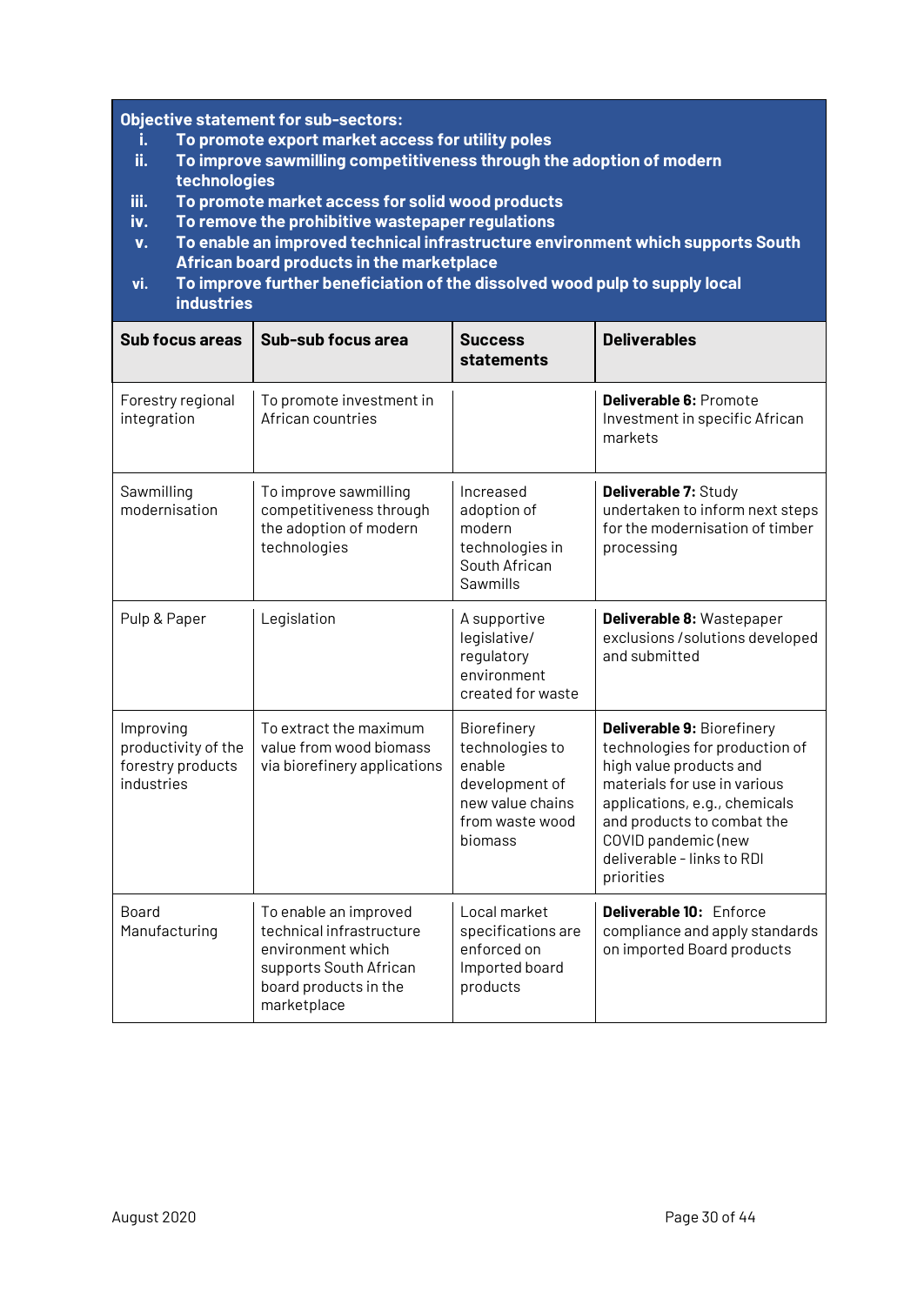**Objective statement for sub-sectors:**

i. **To promote export market access for utility poles**
ii. **To improve sawmilling competitiveness through the adoption of modern technologies**
iii. **To promote market access for solid wood products**
iv. **To remove the prohibitive wastepaper regulations**
v. **To enable an improved technical infrastructure environment which supports South African board products in the marketplace**
vi. **To improve further beneficiation of the dissolved wood pulp to supply local industries**

| Sub focus areas | Sub-sub focus area | Success statements | Deliverables |
|---|---|---|---|
| Forestry regional integration | To promote investment in African countries | | **Deliverable 6:** Promote Investment in specific African markets |
| Sawmilling modernisation | To improve sawmilling competitiveness through the adoption of modern technologies | Increased adoption of modern technologies in South African Sawmills | **Deliverable 7:** Study undertaken to inform next steps for the modernisation of timber processing |
| Pulp & Paper | Legislation | A supportive legislative/ regulatory environment created for waste | **Deliverable 8:** Wastepaper exclusions /solutions developed and submitted |
| Improving productivity of the forestry products industries | To extract the maximum value from wood biomass via biorefinery applications | Biorefinery technologies to enable development of new value chains from waste wood biomass | **Deliverable 9:** Biorefinery technologies for production of high value products and materials for use in various applications, e.g., chemicals and products to combat the COVID pandemic (new deliverable - links to RDI priorities |
| Board Manufacturing | To enable an improved technical infrastructure environment which supports South African board products in the marketplace | Local market specifications are enforced on Imported board products | **Deliverable 10:** Enforce compliance and apply standards on imported Board products |

August 2020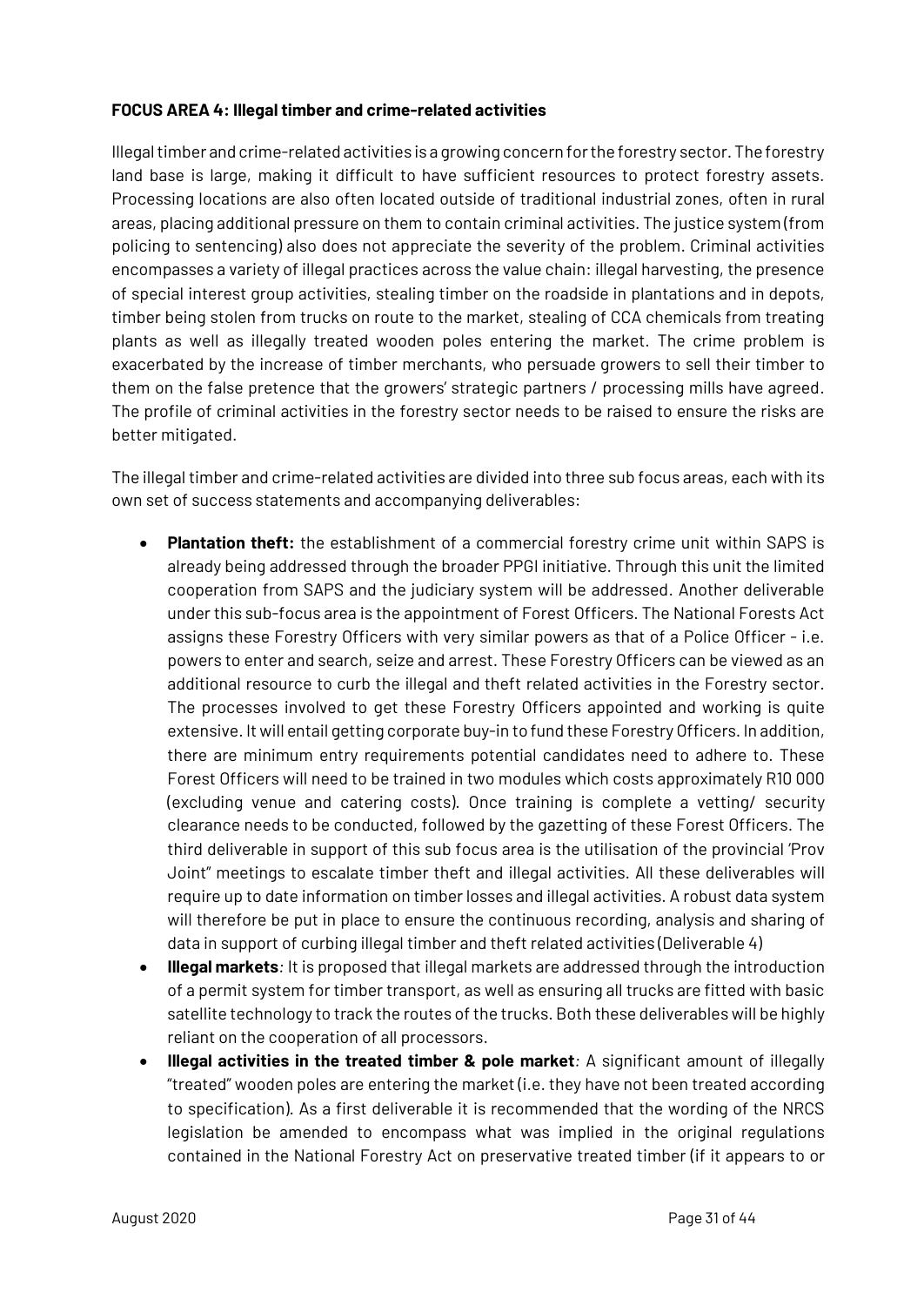**FOCUS AREA 4: Illegal timber and crime-related activities**

Illegal timber and crime-related activities is a growing concern for the forestry sector. The forestry land base is large, making it difficult to have sufficient resources to protect forestry assets. Processing locations are also often located outside of traditional industrial zones, often in rural areas, placing additional pressure on them to contain criminal activities. The justice system (from policing to sentencing) also does not appreciate the severity of the problem. Criminal activities encompasses a variety of illegal practices across the value chain: illegal harvesting, the presence of special interest group activities, stealing timber on the roadside in plantations and in depots, timber being stolen from trucks on route to the market, stealing of CCA chemicals from treating plants as well as illegally treated wooden poles entering the market. The crime problem is exacerbated by the increase of timber merchants, who persuade growers to sell their timber to them on the false pretence that the growers' strategic partners / processing mills have agreed. The profile of criminal activities in the forestry sector needs to be raised to ensure the risks are better mitigated.

The illegal timber and crime-related activities are divided into three sub focus areas, each with its own set of success statements and accompanying deliverables:

- **Plantation theft:** the establishment of a commercial forestry crime unit within SAPS is already being addressed through the broader PPGI initiative. Through this unit the limited cooperation from SAPS and the judiciary system will be addressed. Another deliverable under this sub-focus area is the appointment of Forest Officers. The National Forests Act assigns these Forestry Officers with very similar powers as that of a Police Officer - i.e. powers to enter and search, seize and arrest. These Forestry Officers can be viewed as an additional resource to curb the illegal and theft related activities in the Forestry sector. The processes involved to get these Forestry Officers appointed and working is quite extensive. It will entail getting corporate buy-in to fund these Forestry Officers. In addition, there are minimum entry requirements potential candidates need to adhere to. These Forest Officers will need to be trained in two modules which costs approximately R10 000 (excluding venue and catering costs). Once training is complete a vetting/ security clearance needs to be conducted, followed by the gazetting of these Forest Officers. The third deliverable in support of this sub focus area is the utilisation of the provincial 'Prov Joint" meetings to escalate timber theft and illegal activities. All these deliverables will require up to date information on timber losses and illegal activities. A robust data system will therefore be put in place to ensure the continuous recording, analysis and sharing of data in support of curbing illegal timber and theft related activities (Deliverable 4)
- **Illegal markets***:* It is proposed that illegal markets are addressed through the introduction of a permit system for timber transport, as well as ensuring all trucks are fitted with basic satellite technology to track the routes of the trucks. Both these deliverables will be highly reliant on the cooperation of all processors.
- **Illegal activities in the treated timber & pole market***:* A significant amount of illegally "treated" wooden poles are entering the market (i.e. they have not been treated according to specification). As a first deliverable it is recommended that the wording of the NRCS legislation be amended to encompass what was implied in the original regulations contained in the National Forestry Act on preservative treated timber (if it appears to or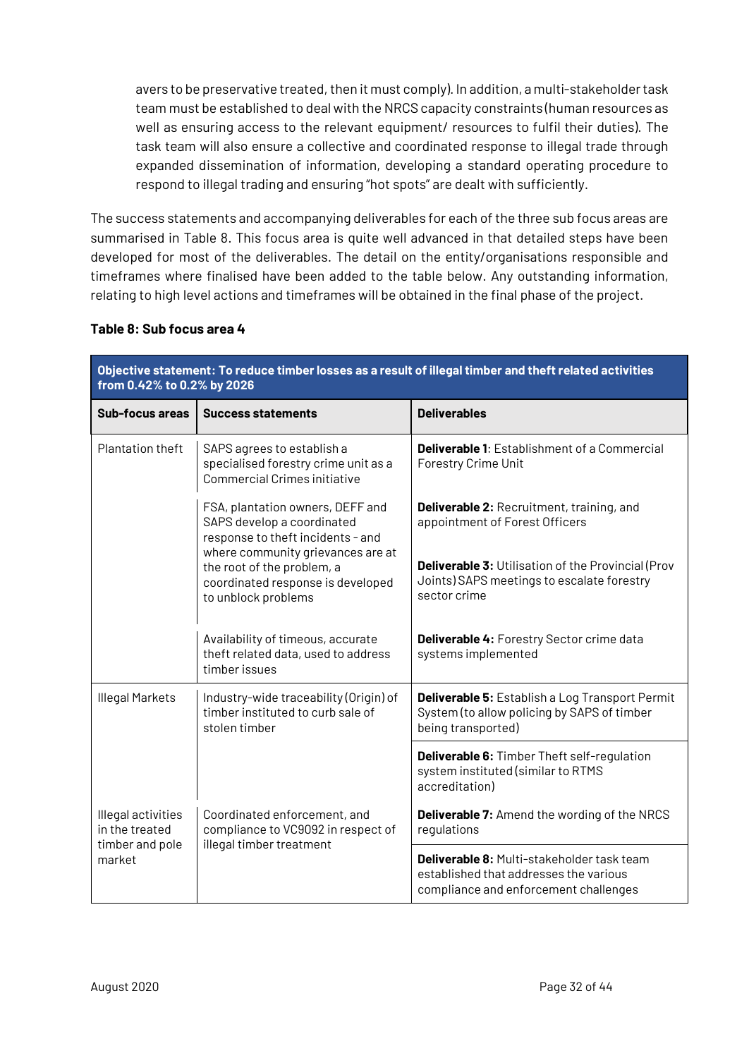avers to be preservative treated, then it must comply). In addition, a multi-stakeholder task team must be established to deal with the NRCS capacity constraints (human resources as well as ensuring access to the relevant equipment/ resources to fulfil their duties). The task team will also ensure a collective and coordinated response to illegal trade through expanded dissemination of information, developing a standard operating procedure to respond to illegal trading and ensuring "hot spots" are dealt with sufficiently.

The success statements and accompanying deliverables for each of the three sub focus areas are summarised in Table 8. This focus area is quite well advanced in that detailed steps have been developed for most of the deliverables. The detail on the entity/organisations responsible and timeframes where finalised have been added to the table below. Any outstanding information, relating to high level actions and timeframes will be obtained in the final phase of the project.

**Table 8: Sub focus area 4**

| **Objective statement: To reduce timber losses as a result of illegal timber and theft related activities from 0.42% to 0.2% by 2026** | | |
|---|---|---|
| **Sub-focus areas** | **Success statements** | **Deliverables** |
| Plantation theft | SAPS agrees to establish a specialised forestry crime unit as a Commercial Crimes initiative | **Deliverable 1**: Establishment of a Commercial Forestry Crime Unit |
| | FSA, plantation owners, DEFF and SAPS develop a coordinated response to theft incidents - and where community grievances are at the root of the problem, a coordinated response is developed to unblock problems | **Deliverable 2:** Recruitment, training, and appointment of Forest Officers |
| | | **Deliverable 3:** Utilisation of the Provincial (Prov Joints) SAPS meetings to escalate forestry sector crime |
| | Availability of timeous, accurate theft related data, used to address timber issues | **Deliverable 4:** Forestry Sector crime data systems implemented |
| Illegal Markets | Industry-wide traceability (Origin) of timber instituted to curb sale of stolen timber | **Deliverable 5:** Establish a Log Transport Permit System (to allow policing by SAPS of timber being transported) |
| | | **Deliverable 6:** Timber Theft self-regulation system instituted (similar to RTMS accreditation) |
| Illegal activities in the treated timber and pole market | Coordinated enforcement, and compliance to VC9092 in respect of illegal timber treatment | **Deliverable 7:** Amend the wording of the NRCS regulations |
| | | **Deliverable 8:** Multi-stakeholder task team established that addresses the various compliance and enforcement challenges |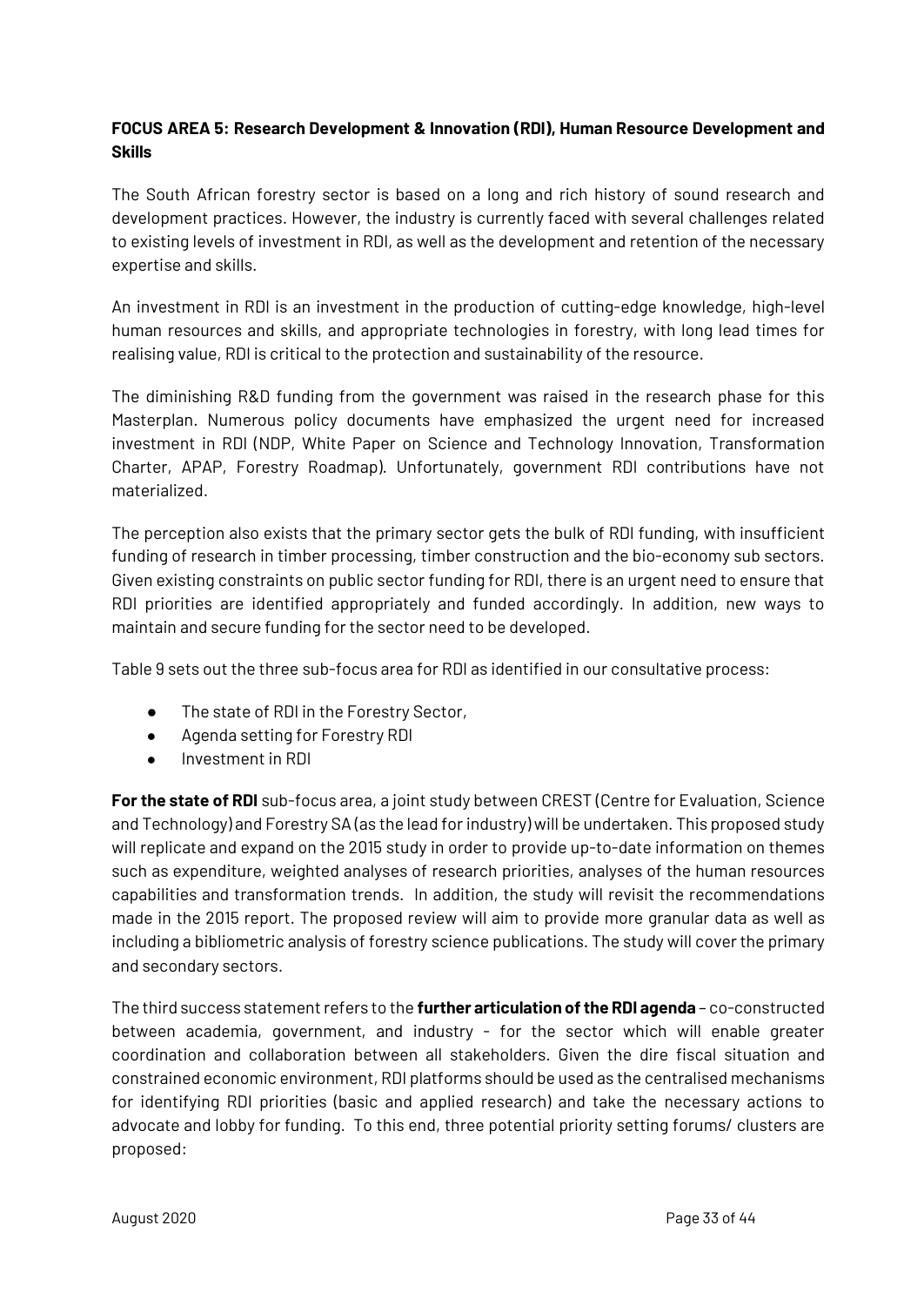**FOCUS AREA 5: Research Development & Innovation (RDI), Human Resource Development and Skills**

The South African forestry sector is based on a long and rich history of sound research and development practices. However, the industry is currently faced with several challenges related to existing levels of investment in RDI, as well as the development and retention of the necessary expertise and skills.

An investment in RDI is an investment in the production of cutting-edge knowledge, high-level human resources and skills, and appropriate technologies in forestry, with long lead times for realising value, RDI is critical to the protection and sustainability of the resource.

The diminishing R&D funding from the government was raised in the research phase for this Masterplan. Numerous policy documents have emphasized the urgent need for increased investment in RDI (NDP, White Paper on Science and Technology Innovation, Transformation Charter, APAP, Forestry Roadmap). Unfortunately, government RDI contributions have not materialized.

The perception also exists that the primary sector gets the bulk of RDI funding, with insufficient funding of research in timber processing, timber construction and the bio-economy sub sectors. Given existing constraints on public sector funding for RDI, there is an urgent need to ensure that RDI priorities are identified appropriately and funded accordingly. In addition, new ways to maintain and secure funding for the sector need to be developed.

Table 9 sets out the three sub-focus area for RDI as identified in our consultative process:

- The state of RDI in the Forestry Sector,
- Agenda setting for Forestry RDI
- Investment in RDI

**For the state of RDI** sub-focus area, a joint study between CREST (Centre for Evaluation, Science and Technology) and Forestry SA (as the lead for industry) will be undertaken. This proposed study will replicate and expand on the 2015 study in order to provide up-to-date information on themes such as expenditure, weighted analyses of research priorities, analyses of the human resources capabilities and transformation trends. In addition, the study will revisit the recommendations made in the 2015 report. The proposed review will aim to provide more granular data as well as including a bibliometric analysis of forestry science publications. The study will cover the primary and secondary sectors.

The third success statement refers to the **further articulation of the RDI agenda** – co-constructed between academia, government, and industry - for the sector which will enable greater coordination and collaboration between all stakeholders. Given the dire fiscal situation and constrained economic environment, RDI platforms should be used as the centralised mechanisms for identifying RDI priorities (basic and applied research) and take the necessary actions to advocate and lobby for funding. To this end, three potential priority setting forums/ clusters are proposed: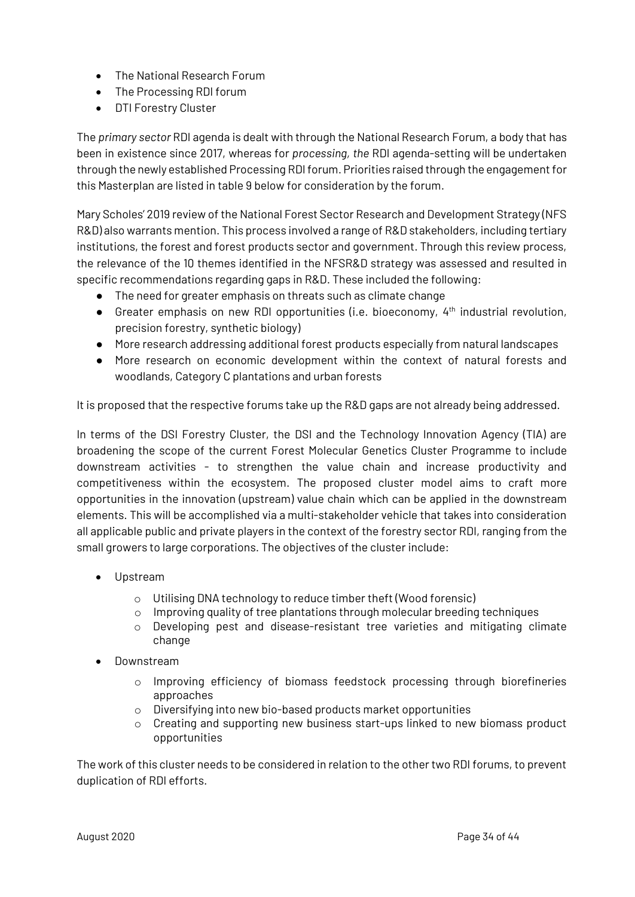- The National Research Forum
- The Processing RDI forum
- DTI Forestry Cluster

The *primary sector* RDI agenda is dealt with through the National Research Forum, a body that has been in existence since 2017, whereas for *processing, the* RDI agenda-setting will be undertaken through the newly established Processing RDI forum. Priorities raised through the engagement for this Masterplan are listed in table 9 below for consideration by the forum.

Mary Scholes' 2019 review of the National Forest Sector Research and Development Strategy (NFS R&D) also warrants mention. This process involved a range of R&D stakeholders, including tertiary institutions, the forest and forest products sector and government. Through this review process, the relevance of the 10 themes identified in the NFSR&D strategy was assessed and resulted in specific recommendations regarding gaps in R&D. These included the following:

- The need for greater emphasis on threats such as climate change
- Greater emphasis on new RDI opportunities (i.e. bioeconomy, 4th industrial revolution, precision forestry, synthetic biology)
- More research addressing additional forest products especially from natural landscapes
- More research on economic development within the context of natural forests and woodlands, Category C plantations and urban forests

It is proposed that the respective forums take up the R&D gaps are not already being addressed.

In terms of the DSI Forestry Cluster, the DSI and the Technology Innovation Agency (TIA) are broadening the scope of the current Forest Molecular Genetics Cluster Programme to include downstream activities - to strengthen the value chain and increase productivity and competitiveness within the ecosystem. The proposed cluster model aims to craft more opportunities in the innovation (upstream) value chain which can be applied in the downstream elements. This will be accomplished via a multi-stakeholder vehicle that takes into consideration all applicable public and private players in the context of the forestry sector RDI, ranging from the small growers to large corporations. The objectives of the cluster include:

- Upstream
  - Utilising DNA technology to reduce timber theft (Wood forensic)
  - Improving quality of tree plantations through molecular breeding techniques
  - Developing pest and disease-resistant tree varieties and mitigating climate change
- Downstream
  - Improving efficiency of biomass feedstock processing through biorefineries approaches
  - Diversifying into new bio-based products market opportunities
  - Creating and supporting new business start-ups linked to new biomass product opportunities

The work of this cluster needs to be considered in relation to the other two RDI forums, to prevent duplication of RDI efforts.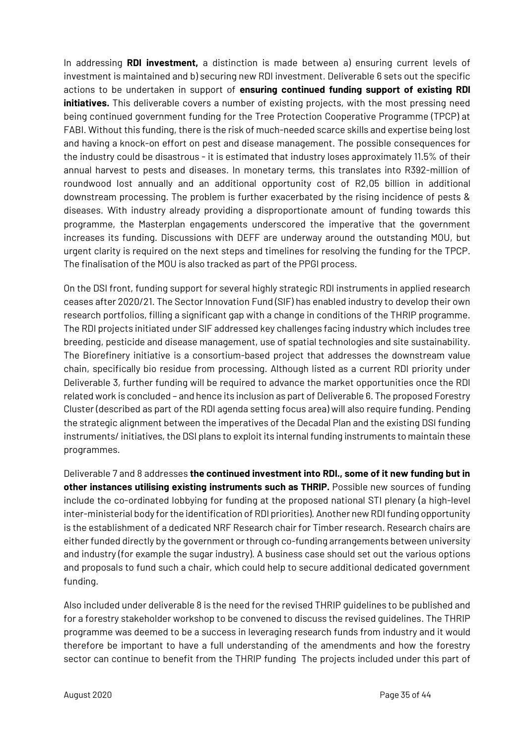In addressing **RDI investment,** a distinction is made between a) ensuring current levels of investment is maintained and b) securing new RDI investment. Deliverable 6 sets out the specific actions to be undertaken in support of **ensuring continued funding support of existing RDI initiatives.** This deliverable covers a number of existing projects, with the most pressing need being continued government funding for the Tree Protection Cooperative Programme (TPCP) at FABI. Without this funding, there is the risk of much-needed scarce skills and expertise being lost and having a knock-on effort on pest and disease management. The possible consequences for the industry could be disastrous - it is estimated that industry loses approximately 11.5% of their annual harvest to pests and diseases. In monetary terms, this translates into R392-million of roundwood lost annually and an additional opportunity cost of R2,05 billion in additional downstream processing. The problem is further exacerbated by the rising incidence of pests & diseases. With industry already providing a disproportionate amount of funding towards this programme, the Masterplan engagements underscored the imperative that the government increases its funding. Discussions with DEFF are underway around the outstanding MOU, but urgent clarity is required on the next steps and timelines for resolving the funding for the TPCP. The finalisation of the MOU is also tracked as part of the PPGI process.

On the DSI front, funding support for several highly strategic RDI instruments in applied research ceases after 2020/21. The Sector Innovation Fund (SIF) has enabled industry to develop their own research portfolios, filling a significant gap with a change in conditions of the THRIP programme. The RDI projects initiated under SIF addressed key challenges facing industry which includes tree breeding, pesticide and disease management, use of spatial technologies and site sustainability. The Biorefinery initiative is a consortium-based project that addresses the downstream value chain, specifically bio residue from processing. Although listed as a current RDI priority under Deliverable 3, further funding will be required to advance the market opportunities once the RDI related work is concluded – and hence its inclusion as part of Deliverable 6. The proposed Forestry Cluster (described as part of the RDI agenda setting focus area) will also require funding. Pending the strategic alignment between the imperatives of the Decadal Plan and the existing DSI funding instruments/ initiatives, the DSI plans to exploit its internal funding instruments to maintain these programmes.

Deliverable 7 and 8 addresses **the continued investment into RDI., some of it new funding but in other instances utilising existing instruments such as THRIP.** Possible new sources of funding include the co-ordinated lobbying for funding at the proposed national STI plenary (a high-level inter-ministerial body for the identification of RDI priorities). Another new RDI funding opportunity is the establishment of a dedicated NRF Research chair for Timber research. Research chairs are either funded directly by the government or through co-funding arrangements between university and industry (for example the sugar industry). A business case should set out the various options and proposals to fund such a chair, which could help to secure additional dedicated government funding.

Also included under deliverable 8 is the need for the revised THRIP guidelines to be published and for a forestry stakeholder workshop to be convened to discuss the revised guidelines. The THRIP programme was deemed to be a success in leveraging research funds from industry and it would therefore be important to have a full understanding of the amendments and how the forestry sector can continue to benefit from the THRIP funding The projects included under this part of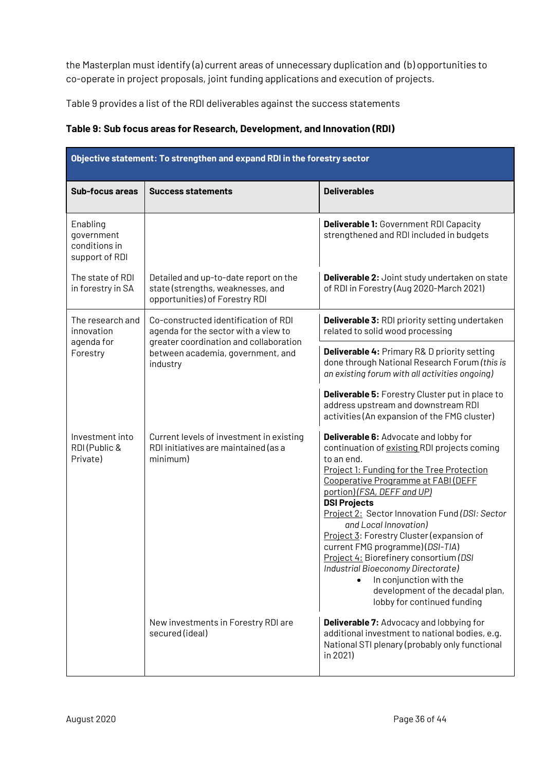the Masterplan must identify (a) current areas of unnecessary duplication and (b) opportunities to co-operate in project proposals, joint funding applications and execution of projects.

Table 9 provides a list of the RDI deliverables against the success statements

**Table 9: Sub focus areas for Research, Development, and Innovation (RDI)**

| **Objective statement: To strengthen and expand RDI in the forestry sector** | | |
|---|---|---|
| **Sub-focus areas** | **Success statements** | **Deliverables** |
| Enabling government conditions in support of RDI | | **Deliverable 1:** Government RDI Capacity strengthened and RDI included in budgets |
| The state of RDI in forestry in SA | Detailed and up-to-date report on the state (strengths, weaknesses, and opportunities) of Forestry RDI | **Deliverable 2:** Joint study undertaken on state of RDI in Forestry (Aug 2020-March 2021) |
| The research and innovation agenda for Forestry | Co-constructed identification of RDI agenda for the sector with a view to greater coordination and collaboration between academia, government, and industry | **Deliverable 3:** RDI priority setting undertaken related to solid wood processing |
| | | **Deliverable 4:** Primary R& D priority setting done through National Research Forum *(this is an existing forum with all activities ongoing)* |
| | | **Deliverable 5:** Forestry Cluster put in place to address upstream and downstream RDI activities (An expansion of the FMG cluster) |
| Investment into RDI (Public & Private) | Current levels of investment in existing RDI initiatives are maintained (as a minimum) | **Deliverable 6:** Advocate and lobby for continuation of existing RDI projects coming to an end.<br>Project 1: Funding for the Tree Protection Cooperative Programme at FABI (DEFF portion) *(FSA, DEFF and UP)*<br>**DSI Projects**<br>Project 2: Sector Innovation Fund *(DSI: Sector and Local Innovation)*<br>Project 3: Forestry Cluster (expansion of current FMG programme) *(DSI-TIA)*<br>Project 4: Biorefinery consortium *(DSI Industrial Bioeconomy Directorate)*<br>• In conjunction with the development of the decadal plan, lobby for continued funding |
| | New investments in Forestry RDI are secured (ideal) | **Deliverable 7:** Advocacy and lobbying for additional investment to national bodies, e.g. National STI plenary (probably only functional in 2021) |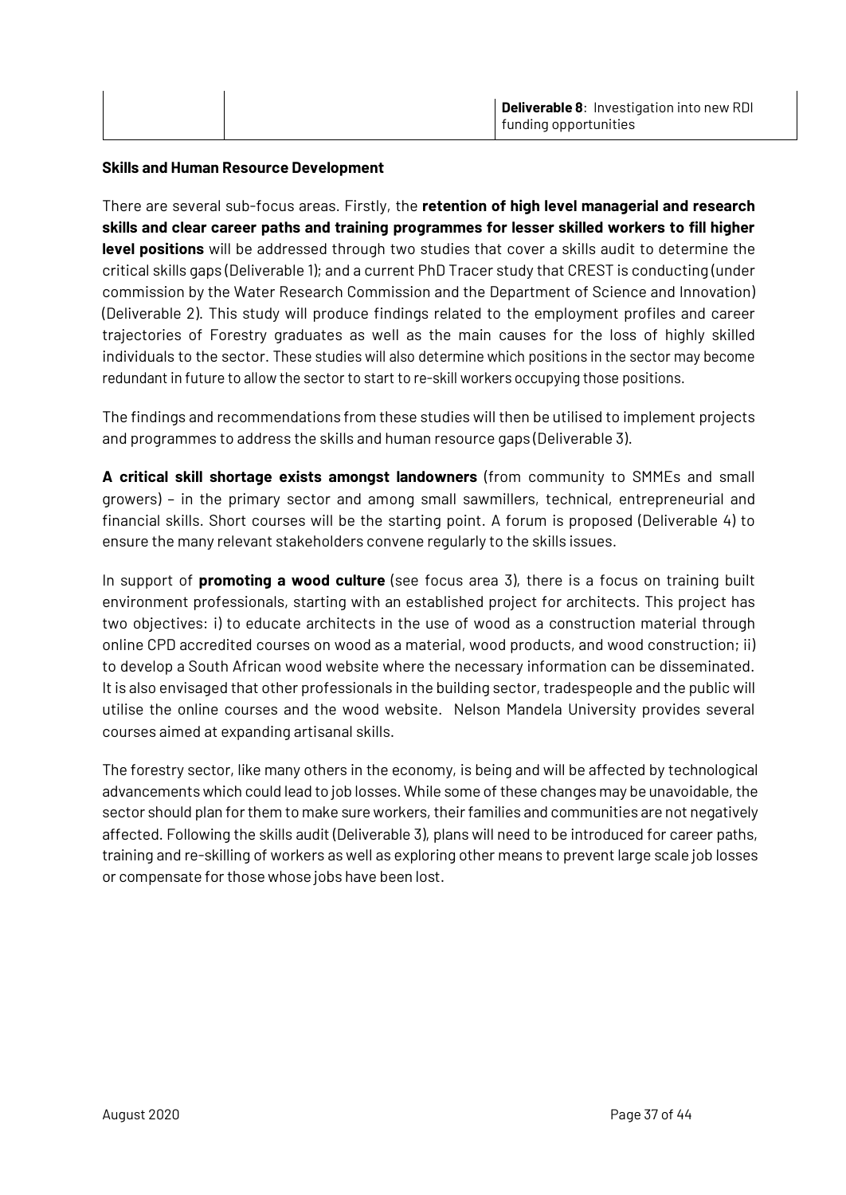| | | |
|---|---|---|
| | | **Deliverable 8**: Investigation into new RDI funding opportunities |

**Skills and Human Resource Development**

There are several sub-focus areas. Firstly, the **retention of high level managerial and research skills and clear career paths and training programmes for lesser skilled workers to fill higher level positions** will be addressed through two studies that cover a skills audit to determine the critical skills gaps (Deliverable 1); and a current PhD Tracer study that CREST is conducting (under commission by the Water Research Commission and the Department of Science and Innovation) (Deliverable 2). This study will produce findings related to the employment profiles and career trajectories of Forestry graduates as well as the main causes for the loss of highly skilled individuals to the sector. These studies will also determine which positions in the sector may become redundant in future to allow the sector to start to re-skill workers occupying those positions.

The findings and recommendations from these studies will then be utilised to implement projects and programmes to address the skills and human resource gaps (Deliverable 3).

**A critical skill shortage exists amongst landowners** (from community to SMMEs and small growers) – in the primary sector and among small sawmillers, technical, entrepreneurial and financial skills. Short courses will be the starting point. A forum is proposed (Deliverable 4) to ensure the many relevant stakeholders convene regularly to the skills issues.

In support of **promoting a wood culture** (see focus area 3), there is a focus on training built environment professionals, starting with an established project for architects. This project has two objectives: i) to educate architects in the use of wood as a construction material through online CPD accredited courses on wood as a material, wood products, and wood construction; ii) to develop a South African wood website where the necessary information can be disseminated. It is also envisaged that other professionals in the building sector, tradespeople and the public will utilise the online courses and the wood website. Nelson Mandela University provides several courses aimed at expanding artisanal skills.

The forestry sector, like many others in the economy, is being and will be affected by technological advancements which could lead to job losses. While some of these changes may be unavoidable, the sector should plan for them to make sure workers, their families and communities are not negatively affected. Following the skills audit (Deliverable 3), plans will need to be introduced for career paths, training and re-skilling of workers as well as exploring other means to prevent large scale job losses or compensate for those whose jobs have been lost.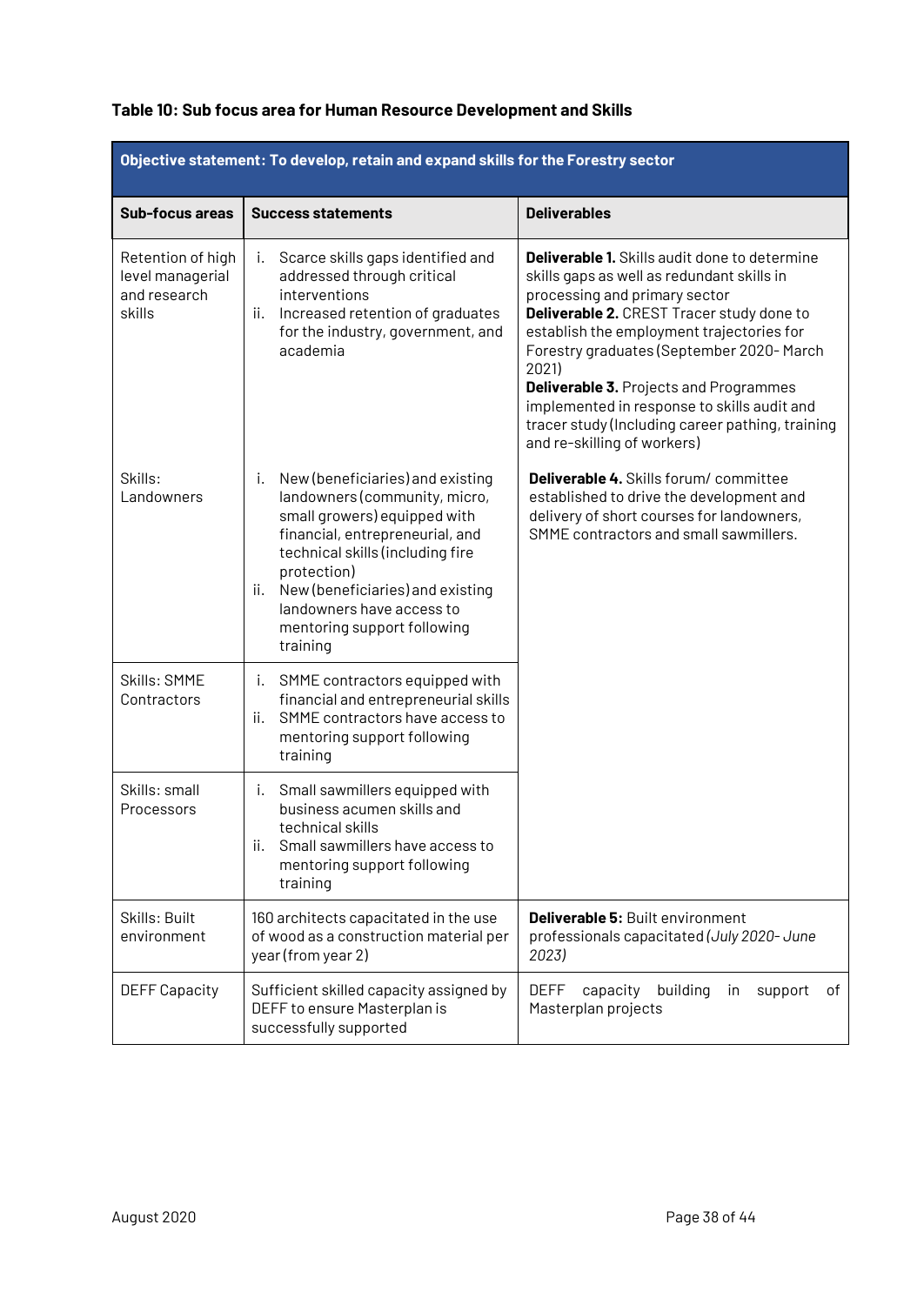**Table 10: Sub focus area for Human Resource Development and Skills**

| Objective statement: To develop, retain and expand skills for the Forestry sector | | |
|---|---|---|
| **Sub-focus areas** | **Success statements** | **Deliverables** |
| Retention of high level managerial and research skills | i. Scarce skills gaps identified and addressed through critical interventions<br>ii. Increased retention of graduates for the industry, government, and academia | **Deliverable 1.** Skills audit done to determine skills gaps as well as redundant skills in processing and primary sector<br>**Deliverable 2.** CREST Tracer study done to establish the employment trajectories for Forestry graduates (September 2020- March 2021)<br>**Deliverable 3.** Projects and Programmes implemented in response to skills audit and tracer study (Including career pathing, training and re-skilling of workers) |
| Skills: Landowners | i. New (beneficiaries) and existing landowners (community, micro, small growers) equipped with financial, entrepreneurial, and technical skills (including fire protection)<br>ii. New (beneficiaries) and existing landowners have access to mentoring support following training | **Deliverable 4.** Skills forum/ committee established to drive the development and delivery of short courses for landowners, SMME contractors and small sawmillers. |
| Skills: SMME Contractors | i. SMME contractors equipped with financial and entrepreneurial skills<br>ii. SMME contractors have access to mentoring support following training | |
| Skills: small Processors | i. Small sawmillers equipped with business acumen skills and technical skills<br>ii. Small sawmillers have access to mentoring support following training | |
| Skills: Built environment | 160 architects capacitated in the use of wood as a construction material per year (from year 2) | **Deliverable 5:** Built environment professionals capacitated *(July 2020- June 2023)* |
| DEFF Capacity | Sufficient skilled capacity assigned by DEFF to ensure Masterplan is successfully supported | DEFF capacity building in support of Masterplan projects |

August 2020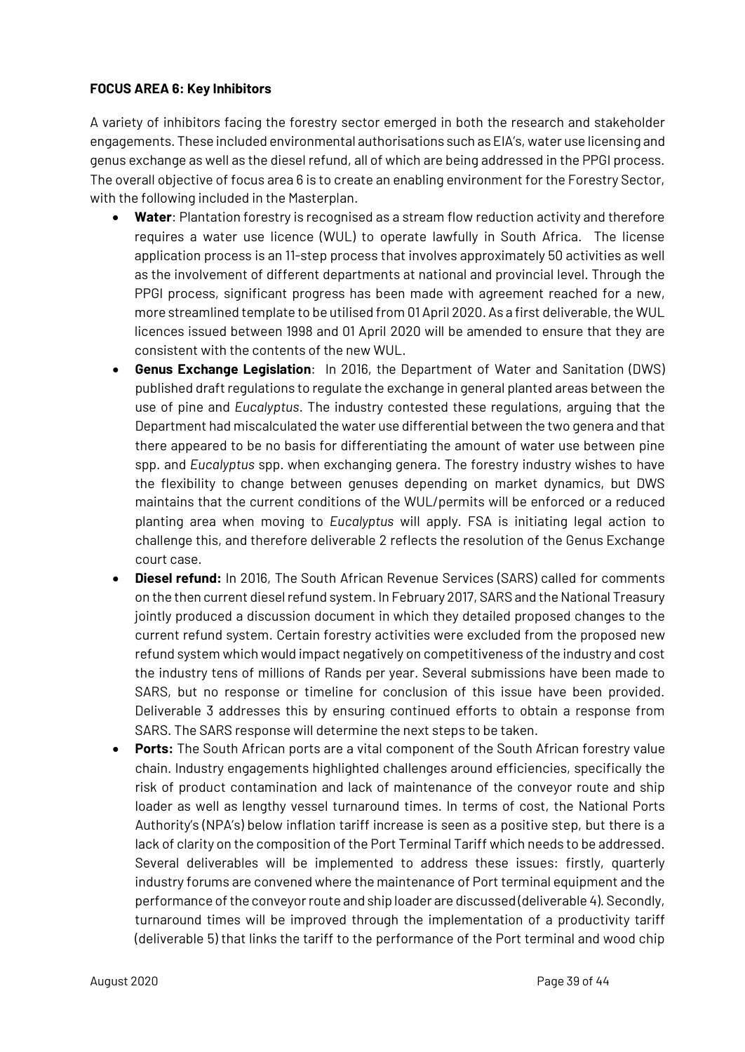**FOCUS AREA 6: Key Inhibitors**

A variety of inhibitors facing the forestry sector emerged in both the research and stakeholder engagements. These included environmental authorisations such as EIA's, water use licensing and genus exchange as well as the diesel refund, all of which are being addressed in the PPGI process. The overall objective of focus area 6 is to create an enabling environment for the Forestry Sector, with the following included in the Masterplan.

- **Water**: Plantation forestry is recognised as a stream flow reduction activity and therefore requires a water use licence (WUL) to operate lawfully in South Africa. The license application process is an 11-step process that involves approximately 50 activities as well as the involvement of different departments at national and provincial level. Through the PPGI process, significant progress has been made with agreement reached for a new, more streamlined template to be utilised from 01 April 2020. As a first deliverable, the WUL licences issued between 1998 and 01 April 2020 will be amended to ensure that they are consistent with the contents of the new WUL.
- **Genus Exchange Legislation**: In 2016, the Department of Water and Sanitation (DWS) published draft regulations to regulate the exchange in general planted areas between the use of pine and *Eucalyptus*. The industry contested these regulations, arguing that the Department had miscalculated the water use differential between the two genera and that there appeared to be no basis for differentiating the amount of water use between pine spp. and *Eucalyptus* spp. when exchanging genera. The forestry industry wishes to have the flexibility to change between genuses depending on market dynamics, but DWS maintains that the current conditions of the WUL/permits will be enforced or a reduced planting area when moving to *Eucalyptus* will apply. FSA is initiating legal action to challenge this, and therefore deliverable 2 reflects the resolution of the Genus Exchange court case.
- **Diesel refund:** In 2016, The South African Revenue Services (SARS) called for comments on the then current diesel refund system. In February 2017, SARS and the National Treasury jointly produced a discussion document in which they detailed proposed changes to the current refund system. Certain forestry activities were excluded from the proposed new refund system which would impact negatively on competitiveness of the industry and cost the industry tens of millions of Rands per year. Several submissions have been made to SARS, but no response or timeline for conclusion of this issue have been provided. Deliverable 3 addresses this by ensuring continued efforts to obtain a response from SARS. The SARS response will determine the next steps to be taken.
- **Ports:** The South African ports are a vital component of the South African forestry value chain. Industry engagements highlighted challenges around efficiencies, specifically the risk of product contamination and lack of maintenance of the conveyor route and ship loader as well as lengthy vessel turnaround times. In terms of cost, the National Ports Authority's (NPA's) below inflation tariff increase is seen as a positive step, but there is a lack of clarity on the composition of the Port Terminal Tariff which needs to be addressed. Several deliverables will be implemented to address these issues: firstly, quarterly industry forums are convened where the maintenance of Port terminal equipment and the performance of the conveyor route and ship loader are discussed (deliverable 4). Secondly, turnaround times will be improved through the implementation of a productivity tariff (deliverable 5) that links the tariff to the performance of the Port terminal and wood chip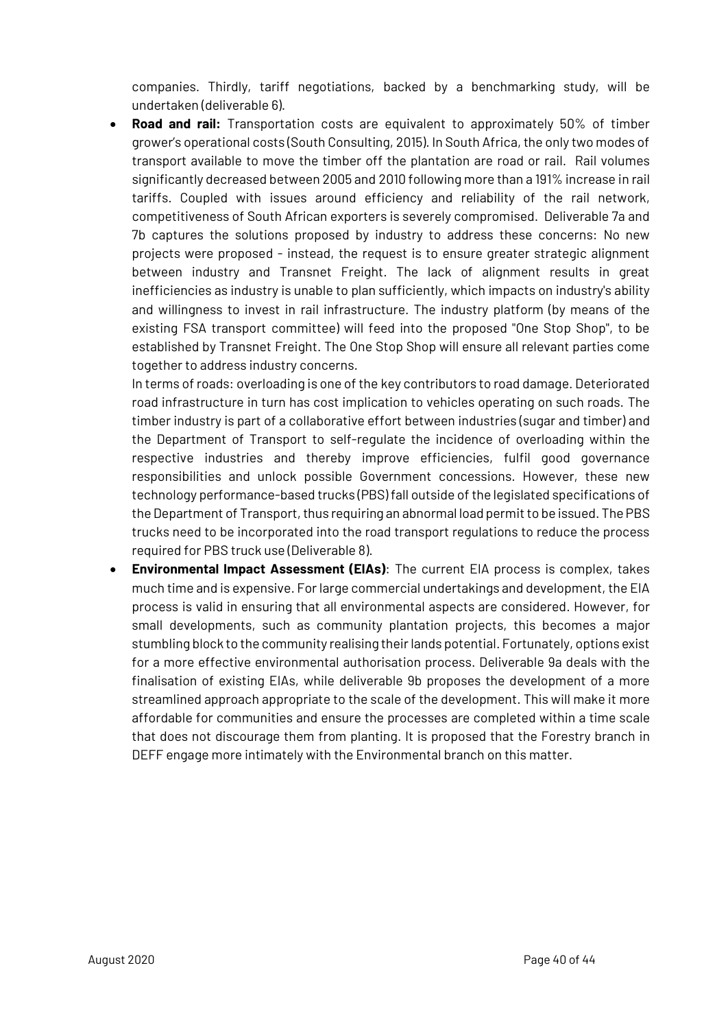companies. Thirdly, tariff negotiations, backed by a benchmarking study, will be undertaken (deliverable 6).

- **Road and rail:** Transportation costs are equivalent to approximately 50% of timber grower's operational costs (South Consulting, 2015). In South Africa, the only two modes of transport available to move the timber off the plantation are road or rail. Rail volumes significantly decreased between 2005 and 2010 following more than a 191% increase in rail tariffs. Coupled with issues around efficiency and reliability of the rail network, competitiveness of South African exporters is severely compromised. Deliverable 7a and 7b captures the solutions proposed by industry to address these concerns: No new projects were proposed - instead, the request is to ensure greater strategic alignment between industry and Transnet Freight. The lack of alignment results in great inefficiencies as industry is unable to plan sufficiently, which impacts on industry's ability and willingness to invest in rail infrastructure. The industry platform (by means of the existing FSA transport committee) will feed into the proposed "One Stop Shop", to be established by Transnet Freight. The One Stop Shop will ensure all relevant parties come together to address industry concerns.

  In terms of roads: overloading is one of the key contributors to road damage. Deteriorated road infrastructure in turn has cost implication to vehicles operating on such roads. The timber industry is part of a collaborative effort between industries (sugar and timber) and the Department of Transport to self-regulate the incidence of overloading within the respective industries and thereby improve efficiencies, fulfil good governance responsibilities and unlock possible Government concessions. However, these new technology performance-based trucks (PBS) fall outside of the legislated specifications of the Department of Transport, thus requiring an abnormal load permit to be issued. The PBS trucks need to be incorporated into the road transport regulations to reduce the process required for PBS truck use (Deliverable 8).

- **Environmental Impact Assessment (EIAs)**: The current EIA process is complex, takes much time and is expensive. For large commercial undertakings and development, the EIA process is valid in ensuring that all environmental aspects are considered. However, for small developments, such as community plantation projects, this becomes a major stumbling block to the community realising their lands potential. Fortunately, options exist for a more effective environmental authorisation process. Deliverable 9a deals with the finalisation of existing EIAs, while deliverable 9b proposes the development of a more streamlined approach appropriate to the scale of the development. This will make it more affordable for communities and ensure the processes are completed within a time scale that does not discourage them from planting. It is proposed that the Forestry branch in DEFF engage more intimately with the Environmental branch on this matter.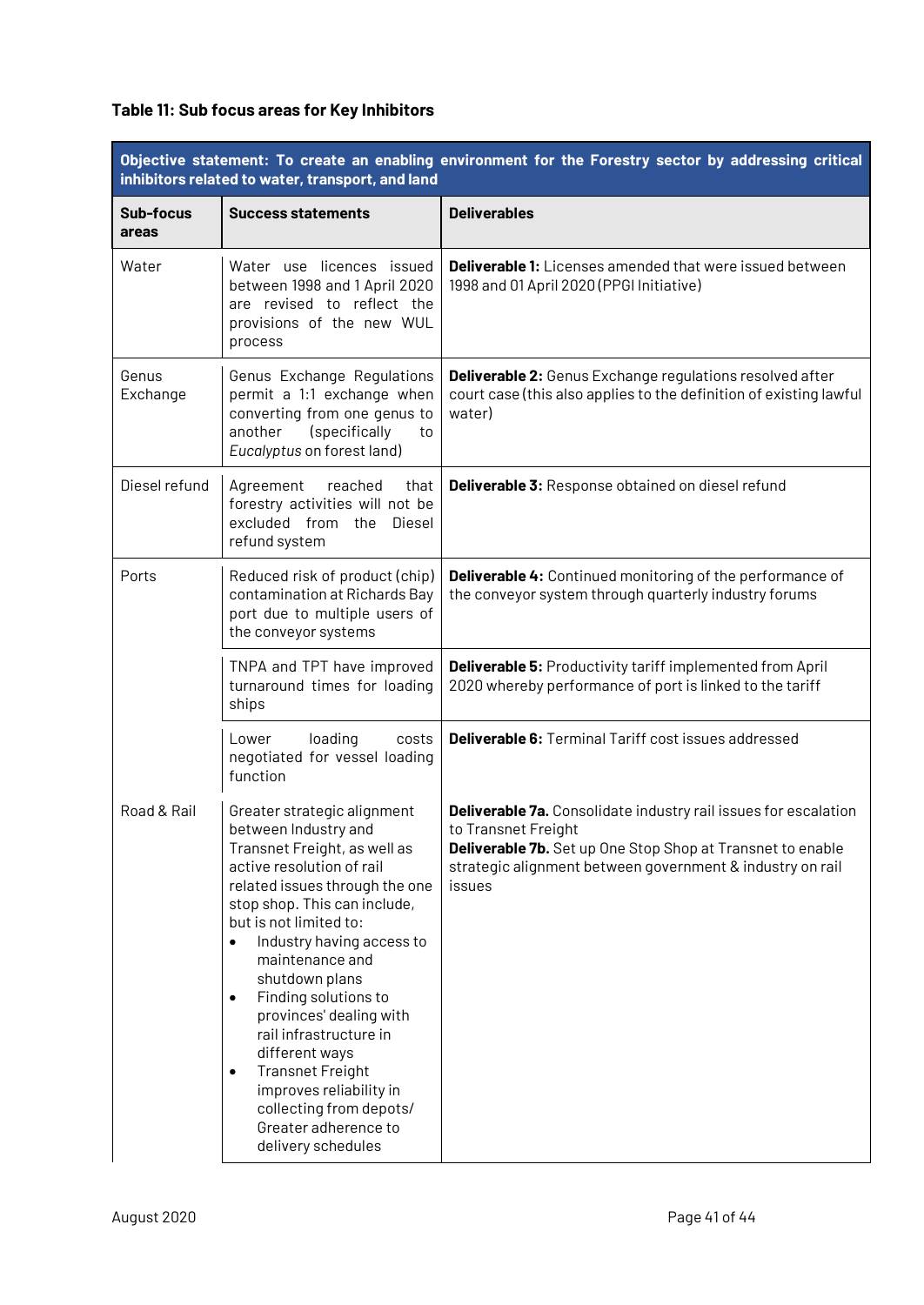**Table 11: Sub focus areas for Key Inhibitors**

| Objective statement: To create an enabling environment for the Forestry sector by addressing critical inhibitors related to water, transport, and land | | |
|---|---|---|
| **Sub-focus areas** | **Success statements** | **Deliverables** |
| Water | Water use licences issued between 1998 and 1 April 2020 are revised to reflect the provisions of the new WUL process | **Deliverable 1:** Licenses amended that were issued between 1998 and 01 April 2020 (PPGI Initiative) |
| Genus Exchange | Genus Exchange Regulations permit a 1:1 exchange when converting from one genus to another (specifically to *Eucalyptus* on forest land) | **Deliverable 2:** Genus Exchange regulations resolved after court case (this also applies to the definition of existing lawful water) |
| Diesel refund | Agreement reached that forestry activities will not be excluded from the Diesel refund system | **Deliverable 3:** Response obtained on diesel refund |
| Ports | Reduced risk of product (chip) contamination at Richards Bay port due to multiple users of the conveyor systems | **Deliverable 4:** Continued monitoring of the performance of the conveyor system through quarterly industry forums |
| | TNPA and TPT have improved turnaround times for loading ships | **Deliverable 5:** Productivity tariff implemented from April 2020 whereby performance of port is linked to the tariff |
| | Lower loading costs negotiated for vessel loading function | **Deliverable 6:** Terminal Tariff cost issues addressed |
| Road & Rail | Greater strategic alignment between Industry and Transnet Freight, as well as active resolution of rail related issues through the one stop shop. This can include, but is not limited to:<br>• Industry having access to maintenance and shutdown plans<br>• Finding solutions to provinces' dealing with rail infrastructure in different ways<br>• Transnet Freight improves reliability in collecting from depots/ Greater adherence to delivery schedules | **Deliverable 7a.** Consolidate industry rail issues for escalation to Transnet Freight<br>**Deliverable 7b.** Set up One Stop Shop at Transnet to enable strategic alignment between government & industry on rail issues |

August 2020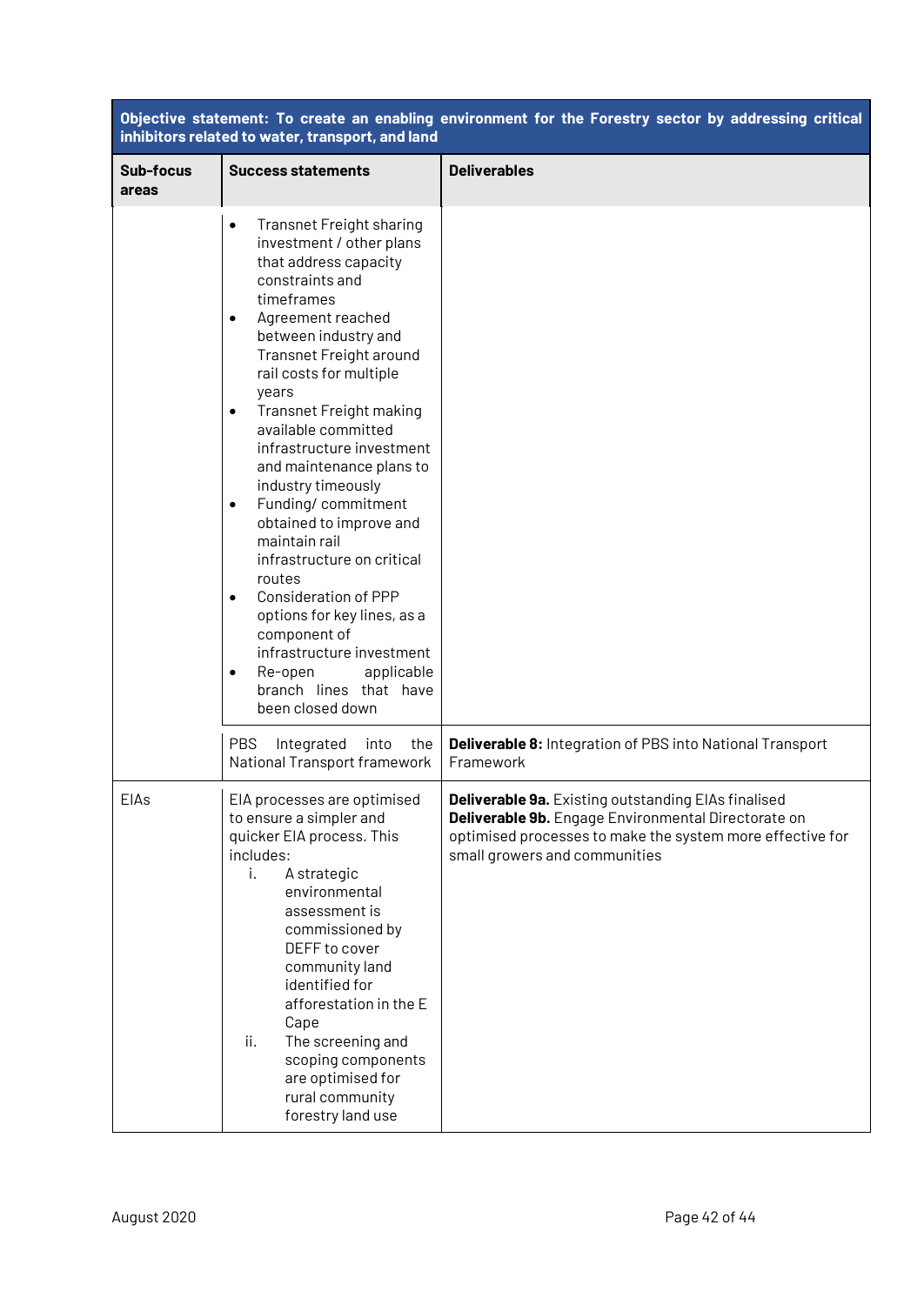| Objective statement: To create an enabling environment for the Forestry sector by addressing critical inhibitors related to water, transport, and land | | |
|---|---|---|
| **Sub-focus areas** | **Success statements** | **Deliverables** |
| | • Transnet Freight sharing investment / other plans that address capacity constraints and timeframes<br>• Agreement reached between industry and Transnet Freight around rail costs for multiple years<br>• Transnet Freight making available committed infrastructure investment and maintenance plans to industry timeously<br>• Funding/ commitment obtained to improve and maintain rail infrastructure on critical routes<br>• Consideration of PPP options for key lines, as a component of infrastructure investment<br>• Re-open applicable branch lines that have been closed down | |
| | PBS Integrated into the National Transport framework | **Deliverable 8:** Integration of PBS into National Transport Framework |
| EIAs | EIA processes are optimised to ensure a simpler and quicker EIA process. This includes:<br>i. A strategic environmental assessment is commissioned by DEFF to cover community land identified for afforestation in the E Cape<br>ii. The screening and scoping components are optimised for rural community forestry land use | **Deliverable 9a.** Existing outstanding EIAs finalised<br>**Deliverable 9b.** Engage Environmental Directorate on optimised processes to make the system more effective for small growers and communities |

August 2020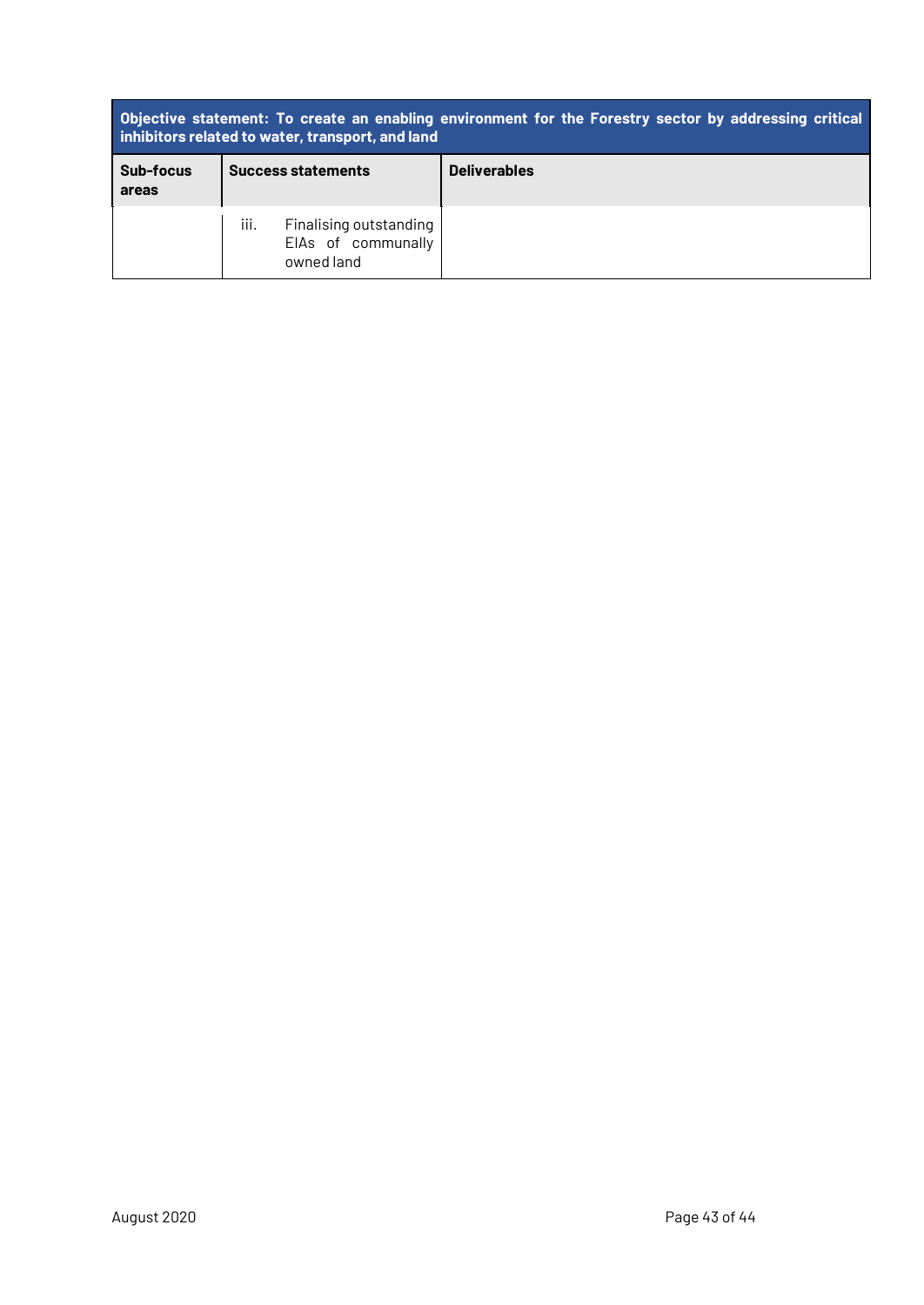| Objective statement: To create an enabling environment for the Forestry sector by addressing critical inhibitors related to water, transport, and land | | |
|---|---|---|
| **Sub-focus areas** | **Success statements** | **Deliverables** |
| | iii. Finalising outstanding EIAs of communally owned land | |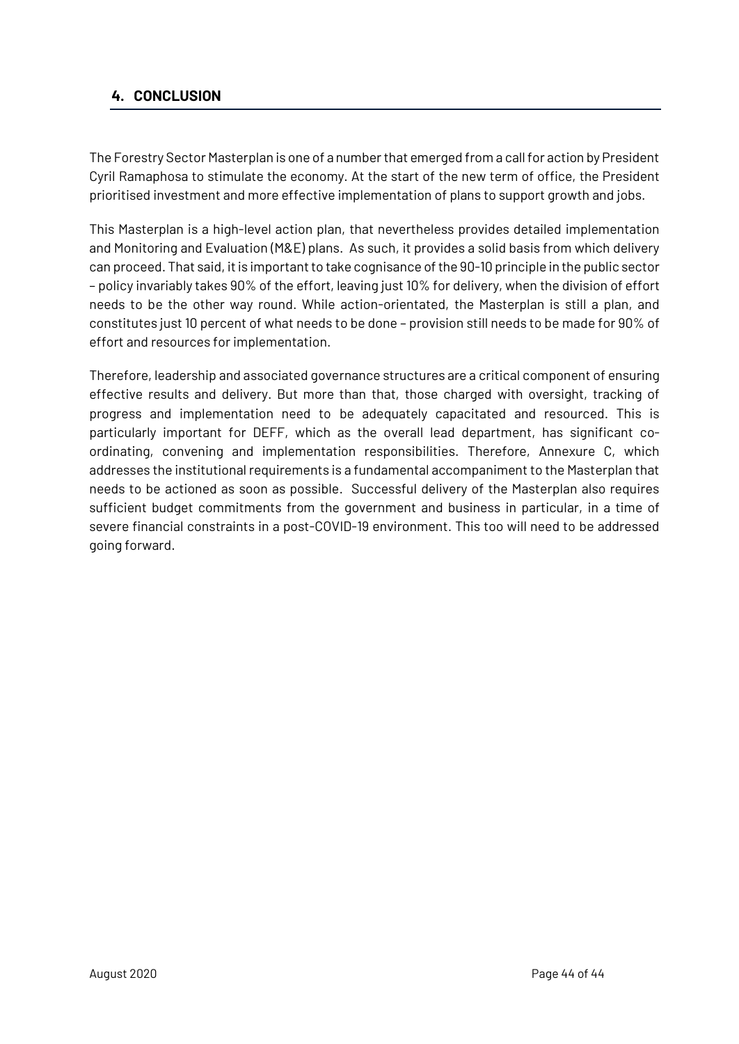## 4. CONCLUSION

The Forestry Sector Masterplan is one of a number that emerged from a call for action by President Cyril Ramaphosa to stimulate the economy. At the start of the new term of office, the President prioritised investment and more effective implementation of plans to support growth and jobs.

This Masterplan is a high-level action plan, that nevertheless provides detailed implementation and Monitoring and Evaluation (M&E) plans. As such, it provides a solid basis from which delivery can proceed. That said, it is important to take cognisance of the 90-10 principle in the public sector – policy invariably takes 90% of the effort, leaving just 10% for delivery, when the division of effort needs to be the other way round. While action-orientated, the Masterplan is still a plan, and constitutes just 10 percent of what needs to be done – provision still needs to be made for 90% of effort and resources for implementation.

Therefore, leadership and associated governance structures are a critical component of ensuring effective results and delivery. But more than that, those charged with oversight, tracking of progress and implementation need to be adequately capacitated and resourced. This is particularly important for DEFF, which as the overall lead department, has significant co-ordinating, convening and implementation responsibilities. Therefore, Annexure C, which addresses the institutional requirements is a fundamental accompaniment to the Masterplan that needs to be actioned as soon as possible. Successful delivery of the Masterplan also requires sufficient budget commitments from the government and business in particular, in a time of severe financial constraints in a post-COVID-19 environment. This too will need to be addressed going forward.